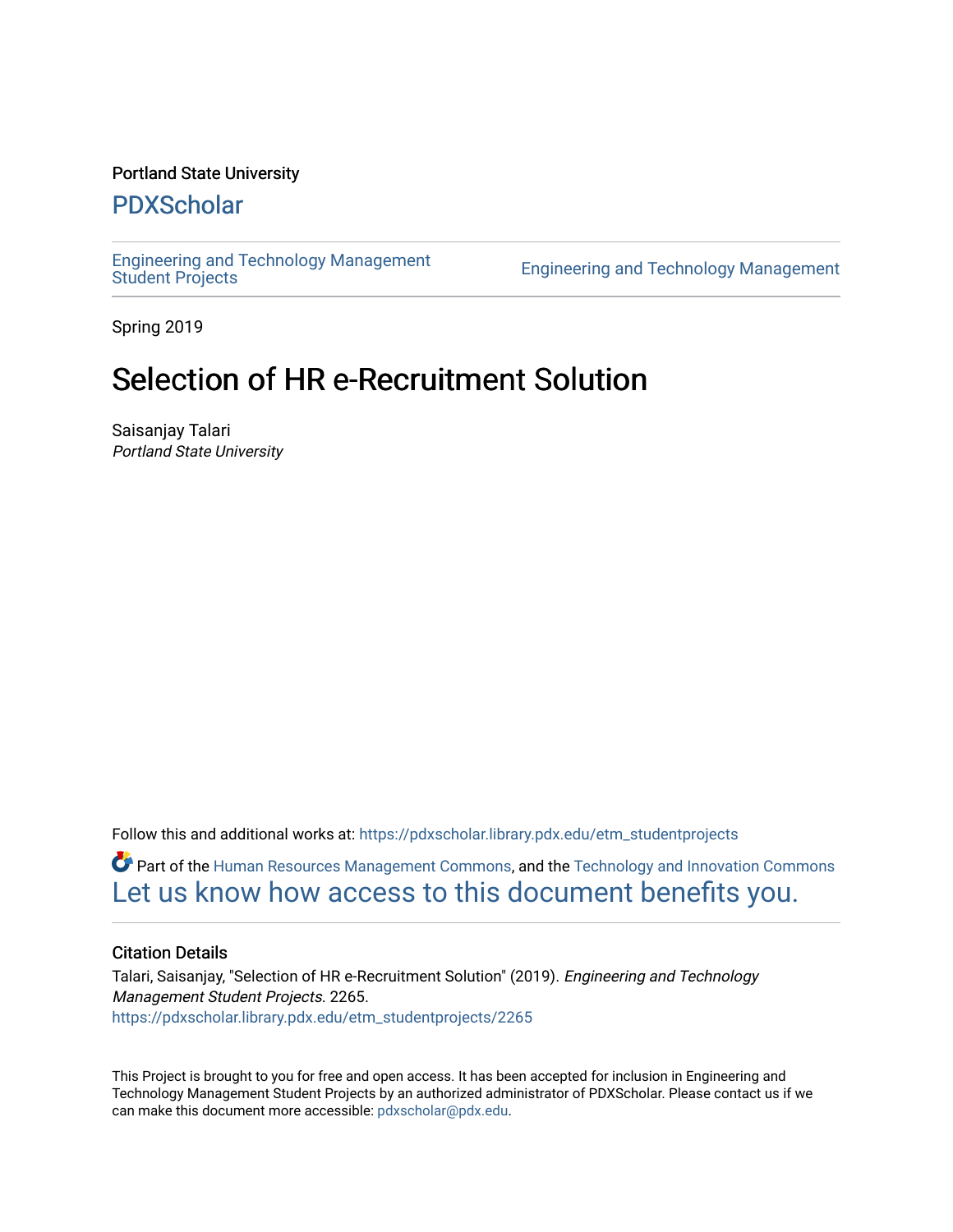Portland State University

# PDXScholar

Engineering and Technology Management Student Projects

Engineering and Technology Management

Spring 2019

# Selection of HR e-Recruitment Solution

Saisanjay Talari
*Portland State University*

Follow this and additional works at: https://pdxscholar.library.pdx.edu/etm_studentprojects

Part of the Human Resources Management Commons, and the Technology and Innovation Commons

Let us know how access to this document benefits you.

### Citation Details

Talari, Saisanjay, "Selection of HR e-Recruitment Solution" (2019). *Engineering and Technology Management Student Projects*. 2265.
https://pdxscholar.library.pdx.edu/etm_studentprojects/2265

This Project is brought to you for free and open access. It has been accepted for inclusion in Engineering and Technology Management Student Projects by an authorized administrator of PDXScholar. Please contact us if we can make this document more accessible: pdxscholar@pdx.edu.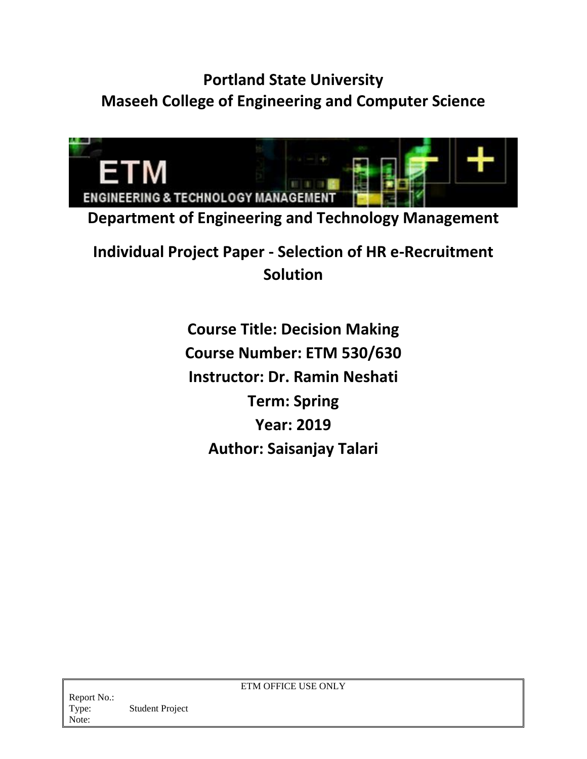# Portland State University
# Maseeh College of Engineering and Computer Science

ETM
ENGINEERING & TECHNOLOGY MANAGEMENT

## Department of Engineering and Technology Management

## Individual Project Paper - Selection of HR e-Recruitment Solution

**Course Title: Decision Making**
**Course Number: ETM 530/630**
**Instructor: Dr. Ramin Neshati**
**Term: Spring**
**Year: 2019**
**Author: Saisanjay Talari**

| ETM OFFICE USE ONLY | |
|---|---|
| Report No.: | |
| Type: | Student Project |
| Note: | |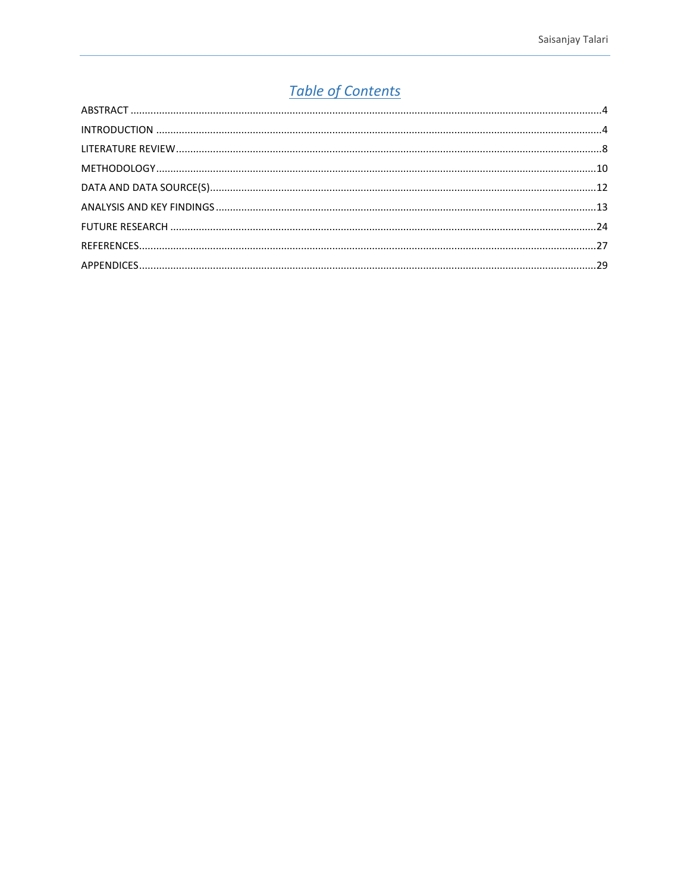# *Table of Contents*

ABSTRACT .......... 4

INTRODUCTION .......... 4

LITERATURE REVIEW .......... 8

METHODOLOGY .......... 10

DATA AND DATA SOURCE(S) .......... 12

ANALYSIS AND KEY FINDINGS .......... 13

FUTURE RESEARCH .......... 24

REFERENCES .......... 27

APPENDICES .......... 29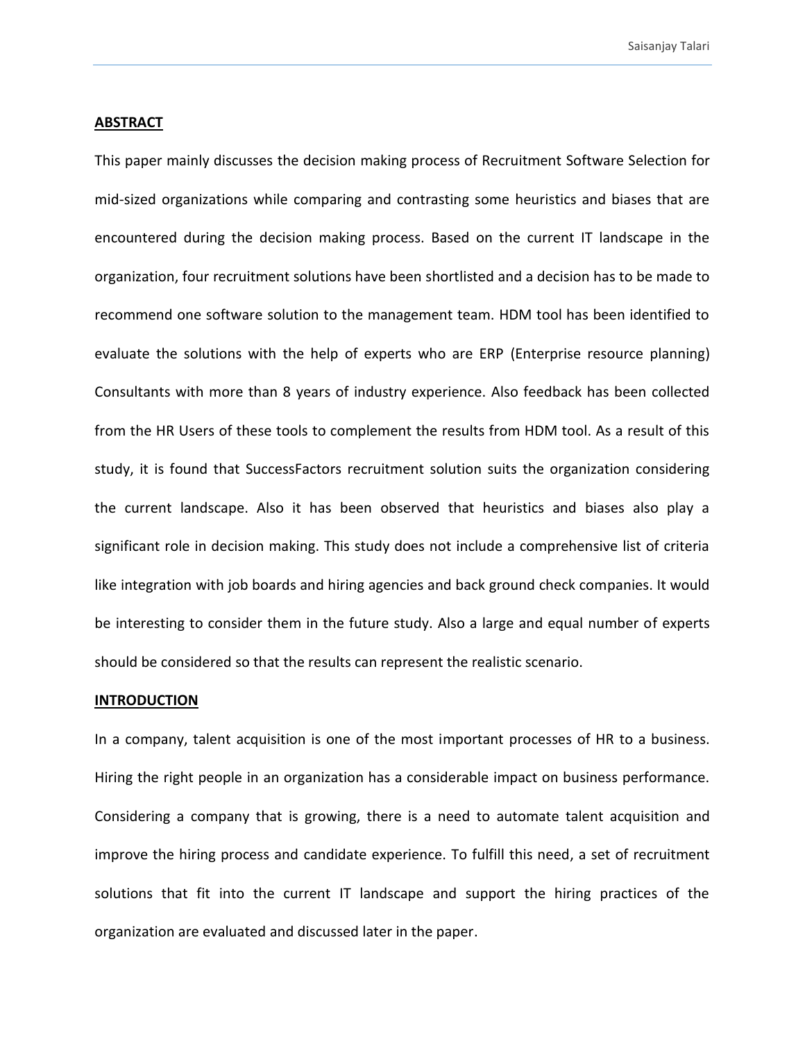## ABSTRACT

This paper mainly discusses the decision making process of Recruitment Software Selection for mid-sized organizations while comparing and contrasting some heuristics and biases that are encountered during the decision making process. Based on the current IT landscape in the organization, four recruitment solutions have been shortlisted and a decision has to be made to recommend one software solution to the management team. HDM tool has been identified to evaluate the solutions with the help of experts who are ERP (Enterprise resource planning) Consultants with more than 8 years of industry experience. Also feedback has been collected from the HR Users of these tools to complement the results from HDM tool. As a result of this study, it is found that SuccessFactors recruitment solution suits the organization considering the current landscape. Also it has been observed that heuristics and biases also play a significant role in decision making. This study does not include a comprehensive list of criteria like integration with job boards and hiring agencies and back ground check companies. It would be interesting to consider them in the future study. Also a large and equal number of experts should be considered so that the results can represent the realistic scenario.

## INTRODUCTION

In a company, talent acquisition is one of the most important processes of HR to a business. Hiring the right people in an organization has a considerable impact on business performance. Considering a company that is growing, there is a need to automate talent acquisition and improve the hiring process and candidate experience. To fulfill this need, a set of recruitment solutions that fit into the current IT landscape and support the hiring practices of the organization are evaluated and discussed later in the paper.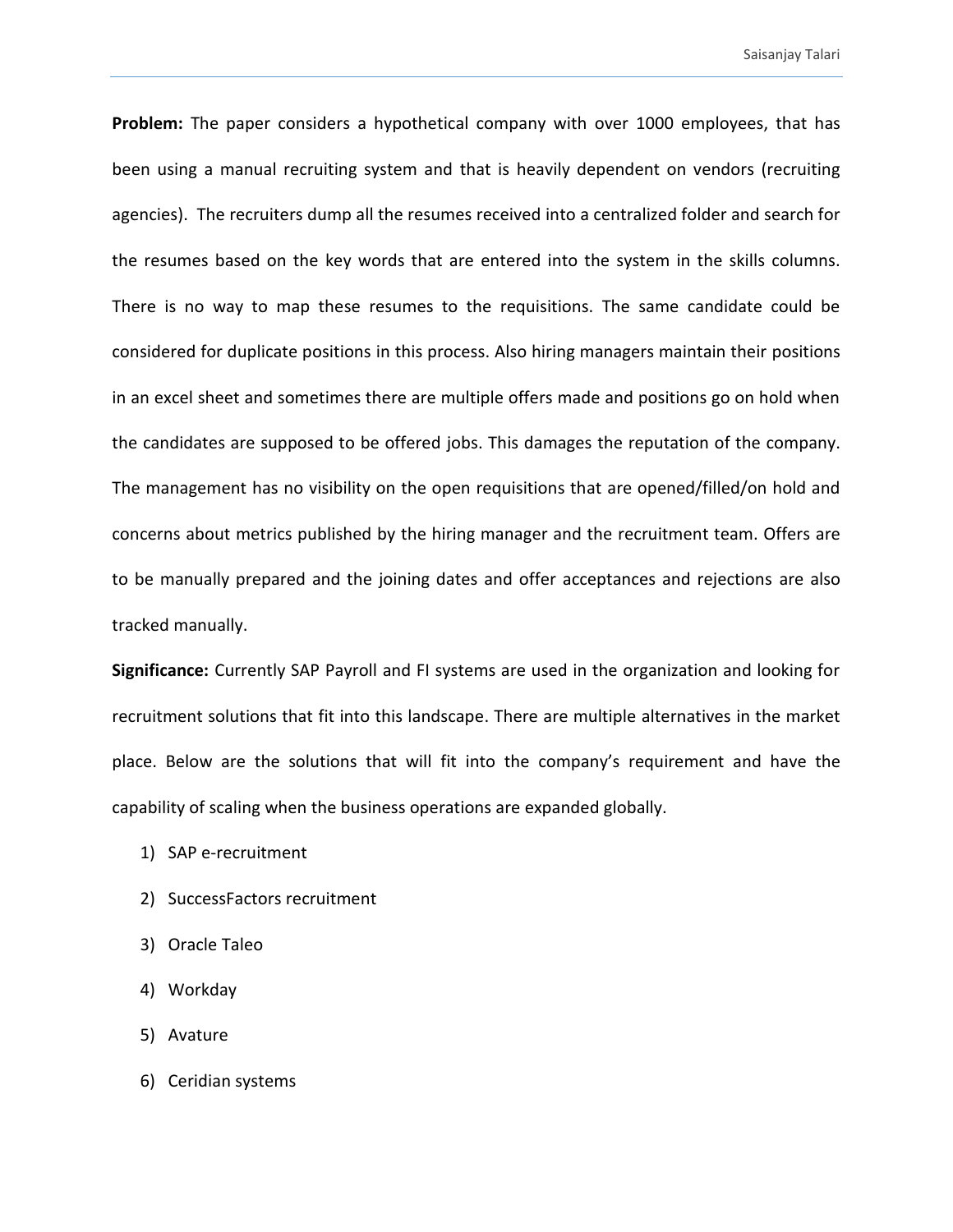**Problem:** The paper considers a hypothetical company with over 1000 employees, that has been using a manual recruiting system and that is heavily dependent on vendors (recruiting agencies). The recruiters dump all the resumes received into a centralized folder and search for the resumes based on the key words that are entered into the system in the skills columns. There is no way to map these resumes to the requisitions. The same candidate could be considered for duplicate positions in this process. Also hiring managers maintain their positions in an excel sheet and sometimes there are multiple offers made and positions go on hold when the candidates are supposed to be offered jobs. This damages the reputation of the company. The management has no visibility on the open requisitions that are opened/filled/on hold and concerns about metrics published by the hiring manager and the recruitment team. Offers are to be manually prepared and the joining dates and offer acceptances and rejections are also tracked manually.

**Significance:** Currently SAP Payroll and FI systems are used in the organization and looking for recruitment solutions that fit into this landscape. There are multiple alternatives in the market place. Below are the solutions that will fit into the company's requirement and have the capability of scaling when the business operations are expanded globally.

1) SAP e-recruitment
2) SuccessFactors recruitment
3) Oracle Taleo
4) Workday
5) Avature
6) Ceridian systems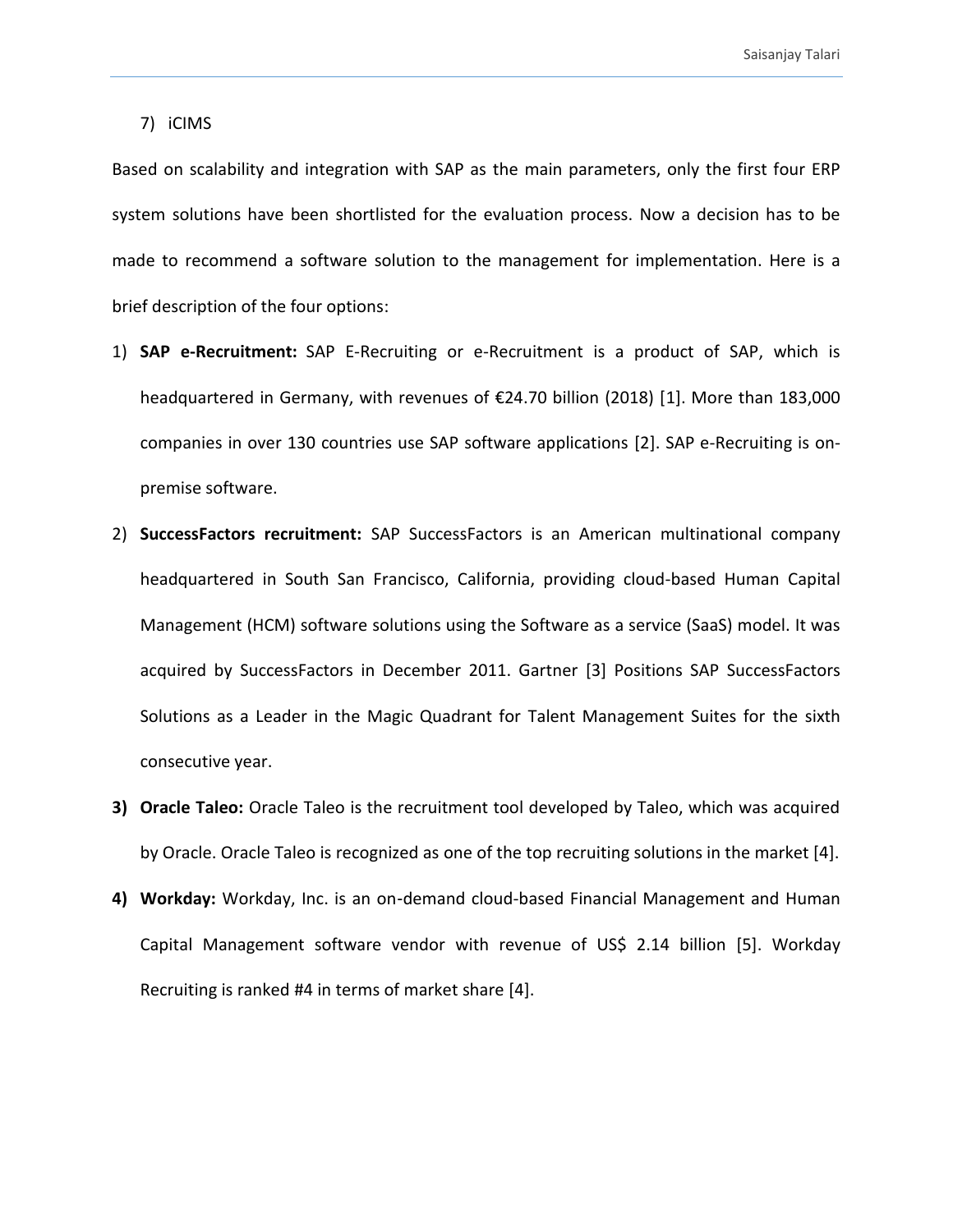7) iCIMS

Based on scalability and integration with SAP as the main parameters, only the first four ERP system solutions have been shortlisted for the evaluation process. Now a decision has to be made to recommend a software solution to the management for implementation. Here is a brief description of the four options:

1) **SAP e-Recruitment:** SAP E-Recruiting or e-Recruitment is a product of SAP, which is headquartered in Germany, with revenues of €24.70 billion (2018) [1]. More than 183,000 companies in over 130 countries use SAP software applications [2]. SAP e-Recruiting is on-premise software.
2) **SuccessFactors recruitment:** SAP SuccessFactors is an American multinational company headquartered in South San Francisco, California, providing cloud-based Human Capital Management (HCM) software solutions using the Software as a service (SaaS) model. It was acquired by SuccessFactors in December 2011. Gartner [3] Positions SAP SuccessFactors Solutions as a Leader in the Magic Quadrant for Talent Management Suites for the sixth consecutive year.
3) **Oracle Taleo:** Oracle Taleo is the recruitment tool developed by Taleo, which was acquired by Oracle. Oracle Taleo is recognized as one of the top recruiting solutions in the market [4].
4) **Workday:** Workday, Inc. is an on-demand cloud-based Financial Management and Human Capital Management software vendor with revenue of US$ 2.14 billion [5]. Workday Recruiting is ranked #4 in terms of market share [4].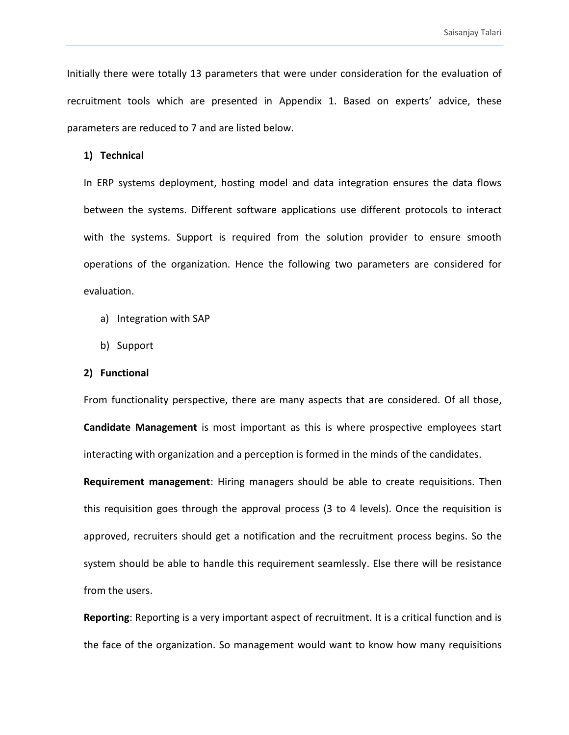Initially there were totally 13 parameters that were under consideration for the evaluation of recruitment tools which are presented in Appendix 1. Based on experts' advice, these parameters are reduced to 7 and are listed below.

1) **Technical**

In ERP systems deployment, hosting model and data integration ensures the data flows between the systems. Different software applications use different protocols to interact with the systems. Support is required from the solution provider to ensure smooth operations of the organization. Hence the following two parameters are considered for evaluation.

a) Integration with SAP

b) Support

2) **Functional**

From functionality perspective, there are many aspects that are considered. Of all those, **Candidate Management** is most important as this is where prospective employees start interacting with organization and a perception is formed in the minds of the candidates.

**Requirement management**: Hiring managers should be able to create requisitions. Then this requisition goes through the approval process (3 to 4 levels). Once the requisition is approved, recruiters should get a notification and the recruitment process begins. So the system should be able to handle this requirement seamlessly. Else there will be resistance from the users.

**Reporting**: Reporting is a very important aspect of recruitment. It is a critical function and is the face of the organization. So management would want to know how many requisitions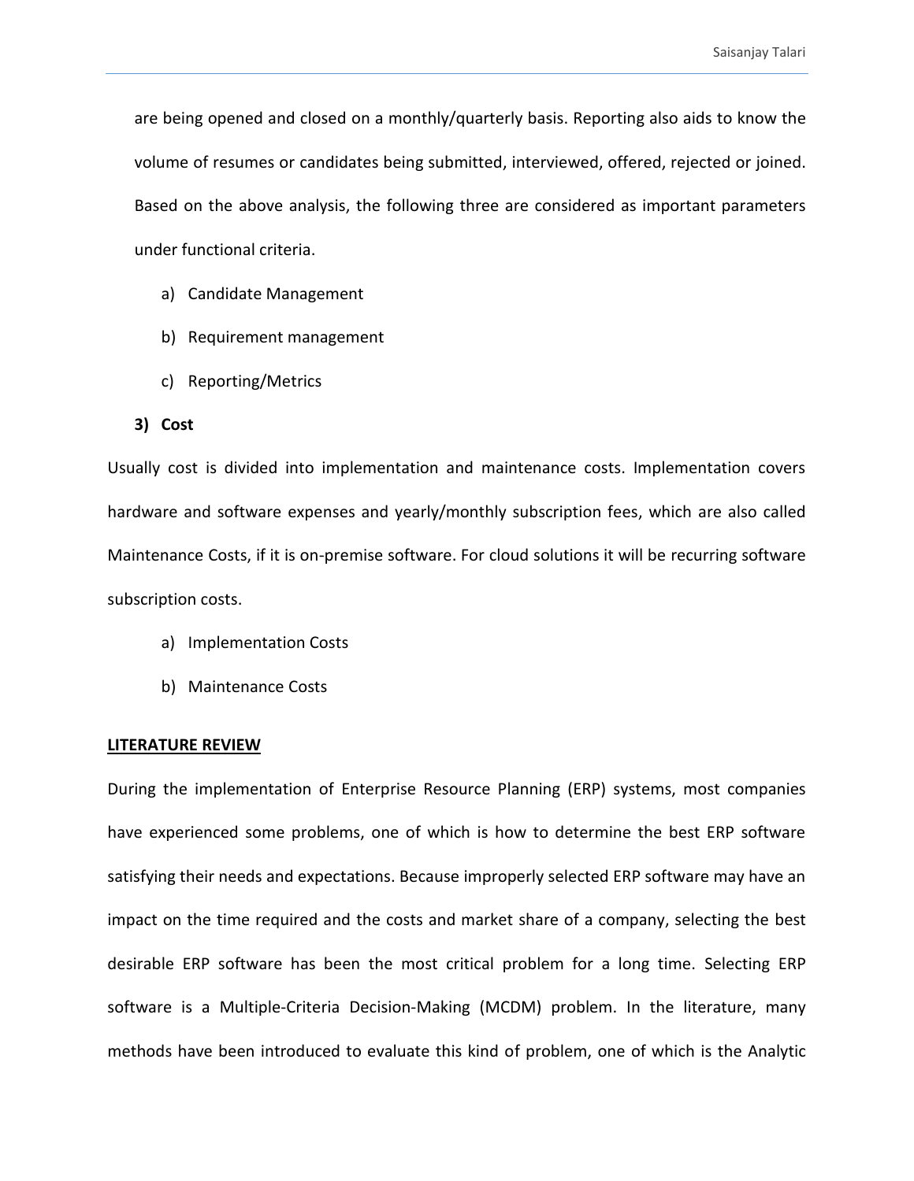are being opened and closed on a monthly/quarterly basis. Reporting also aids to know the volume of resumes or candidates being submitted, interviewed, offered, rejected or joined. Based on the above analysis, the following three are considered as important parameters under functional criteria.

a) Candidate Management

b) Requirement management

c) Reporting/Metrics

**3) Cost**

Usually cost is divided into implementation and maintenance costs. Implementation covers hardware and software expenses and yearly/monthly subscription fees, which are also called Maintenance Costs, if it is on-premise software. For cloud solutions it will be recurring software subscription costs.

a) Implementation Costs

b) Maintenance Costs

## LITERATURE REVIEW

During the implementation of Enterprise Resource Planning (ERP) systems, most companies have experienced some problems, one of which is how to determine the best ERP software satisfying their needs and expectations. Because improperly selected ERP software may have an impact on the time required and the costs and market share of a company, selecting the best desirable ERP software has been the most critical problem for a long time. Selecting ERP software is a Multiple-Criteria Decision-Making (MCDM) problem. In the literature, many methods have been introduced to evaluate this kind of problem, one of which is the Analytic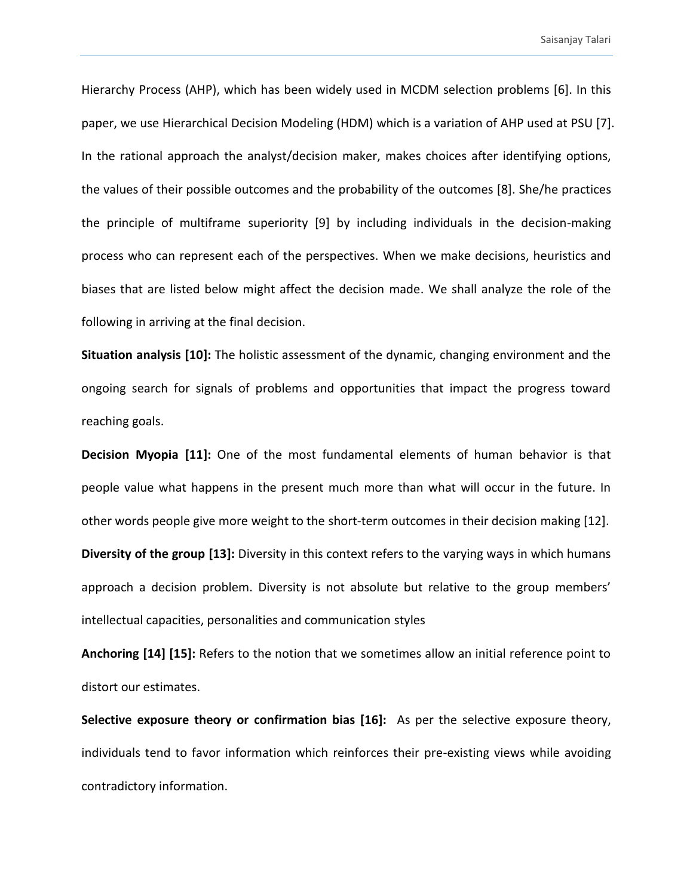Hierarchy Process (AHP), which has been widely used in MCDM selection problems [6]. In this paper, we use Hierarchical Decision Modeling (HDM) which is a variation of AHP used at PSU [7]. In the rational approach the analyst/decision maker, makes choices after identifying options, the values of their possible outcomes and the probability of the outcomes [8]. She/he practices the principle of multiframe superiority [9] by including individuals in the decision-making process who can represent each of the perspectives. When we make decisions, heuristics and biases that are listed below might affect the decision made. We shall analyze the role of the following in arriving at the final decision.

**Situation analysis [10]:** The holistic assessment of the dynamic, changing environment and the ongoing search for signals of problems and opportunities that impact the progress toward reaching goals.

**Decision Myopia [11]:** One of the most fundamental elements of human behavior is that people value what happens in the present much more than what will occur in the future. In other words people give more weight to the short-term outcomes in their decision making [12].

**Diversity of the group [13]:** Diversity in this context refers to the varying ways in which humans approach a decision problem. Diversity is not absolute but relative to the group members' intellectual capacities, personalities and communication styles

**Anchoring [14] [15]:** Refers to the notion that we sometimes allow an initial reference point to distort our estimates.

**Selective exposure theory or confirmation bias [16]:** As per the selective exposure theory, individuals tend to favor information which reinforces their pre-existing views while avoiding contradictory information.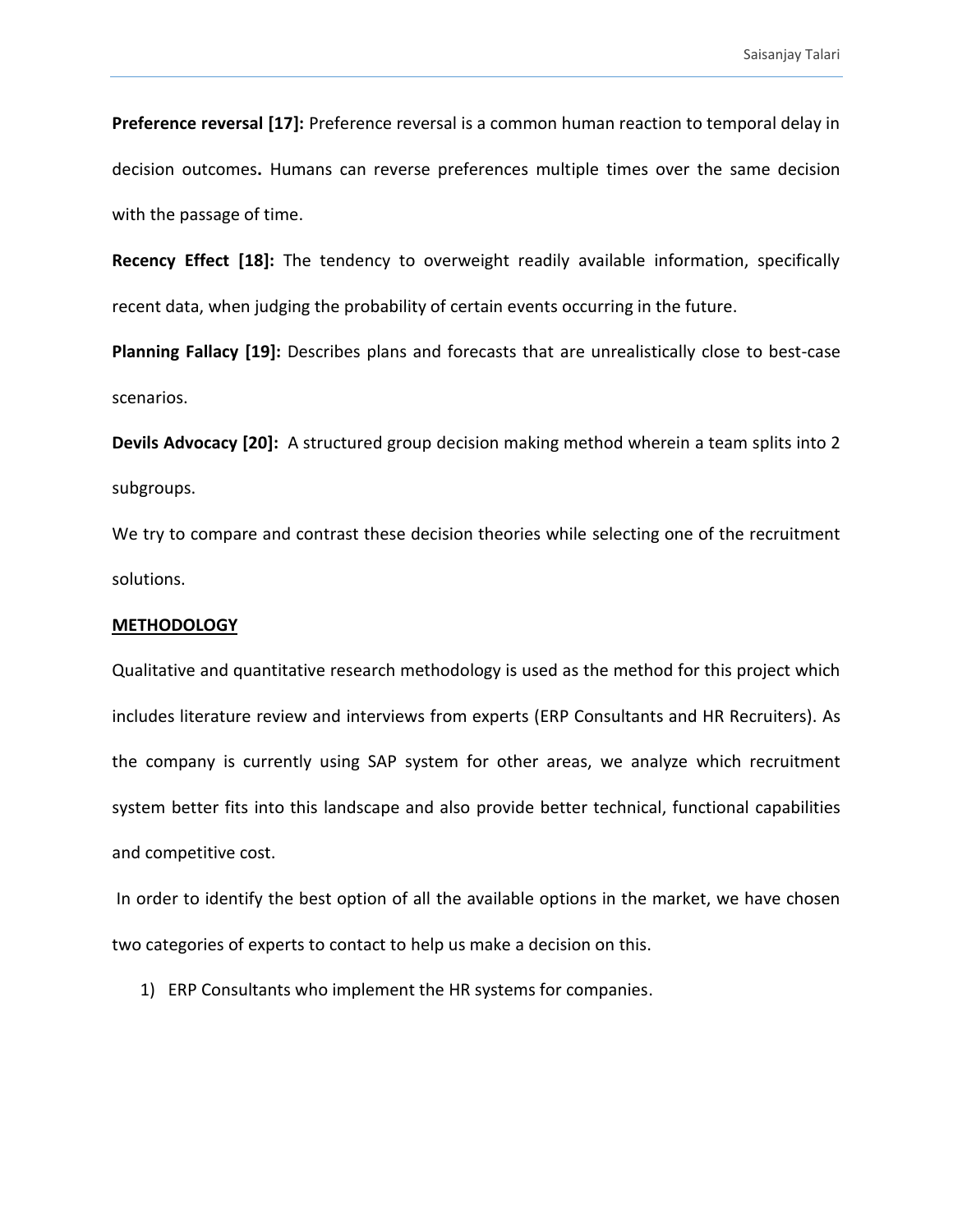**Preference reversal [17]:** Preference reversal is a common human reaction to temporal delay in decision outcomes**.** Humans can reverse preferences multiple times over the same decision with the passage of time.

**Recency Effect [18]:** The tendency to overweight readily available information, specifically recent data, when judging the probability of certain events occurring in the future.

**Planning Fallacy [19]:** Describes plans and forecasts that are unrealistically close to best-case scenarios.

**Devils Advocacy [20]:** A structured group decision making method wherein a team splits into 2 subgroups.

We try to compare and contrast these decision theories while selecting one of the recruitment solutions.

## METHODOLOGY

Qualitative and quantitative research methodology is used as the method for this project which includes literature review and interviews from experts (ERP Consultants and HR Recruiters). As the company is currently using SAP system for other areas, we analyze which recruitment system better fits into this landscape and also provide better technical, functional capabilities and competitive cost.

In order to identify the best option of all the available options in the market, we have chosen two categories of experts to contact to help us make a decision on this.

1) ERP Consultants who implement the HR systems for companies.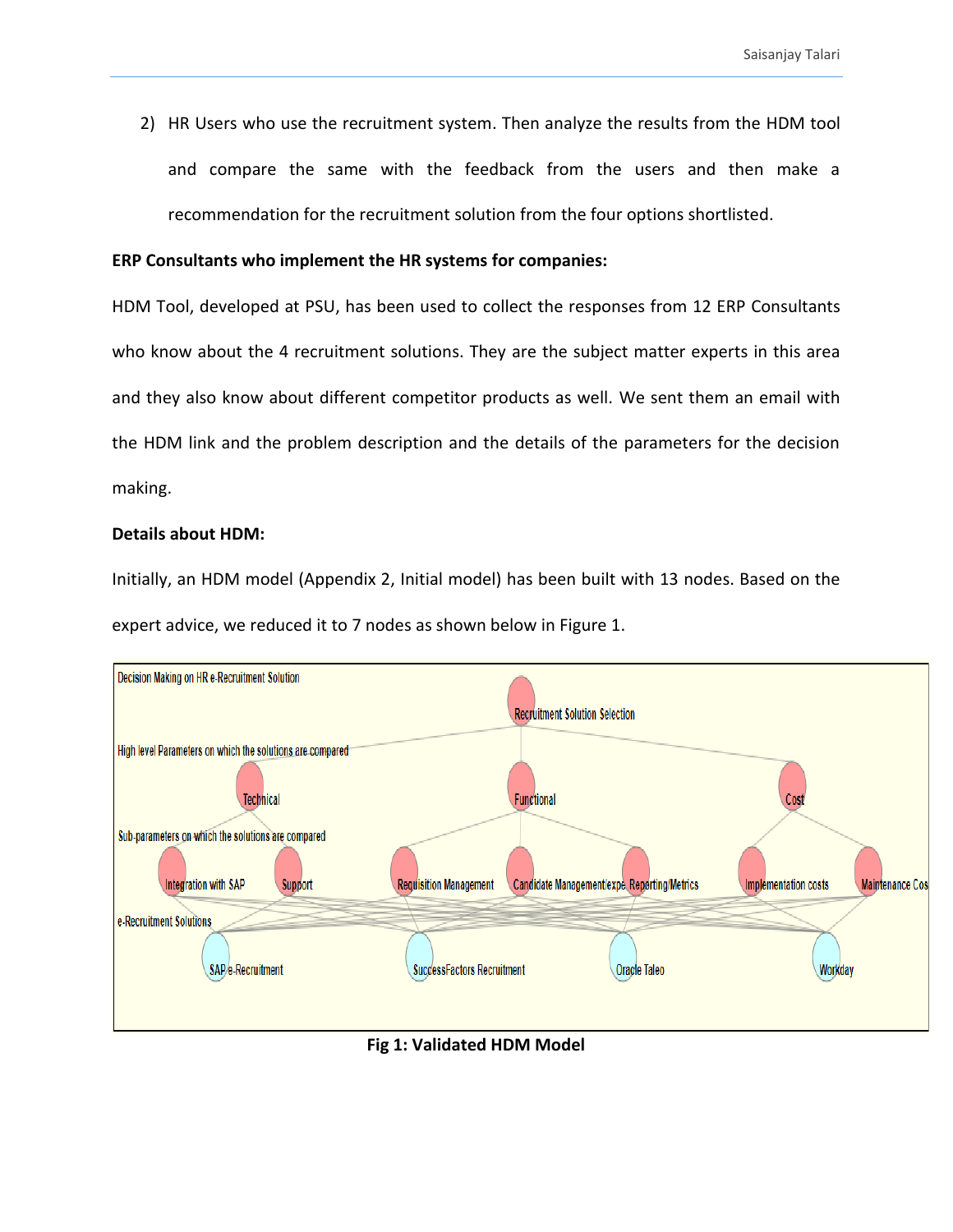2) HR Users who use the recruitment system. Then analyze the results from the HDM tool and compare the same with the feedback from the users and then make a recommendation for the recruitment solution from the four options shortlisted.

**ERP Consultants who implement the HR systems for companies:**

HDM Tool, developed at PSU, has been used to collect the responses from 12 ERP Consultants who know about the 4 recruitment solutions. They are the subject matter experts in this area and they also know about different competitor products as well. We sent them an email with the HDM link and the problem description and the details of the parameters for the decision making.

**Details about HDM:**

Initially, an HDM model (Appendix 2, Initial model) has been built with 13 nodes. Based on the expert advice, we reduced it to 7 nodes as shown below in Figure 1.

**Fig 1: Validated HDM Model**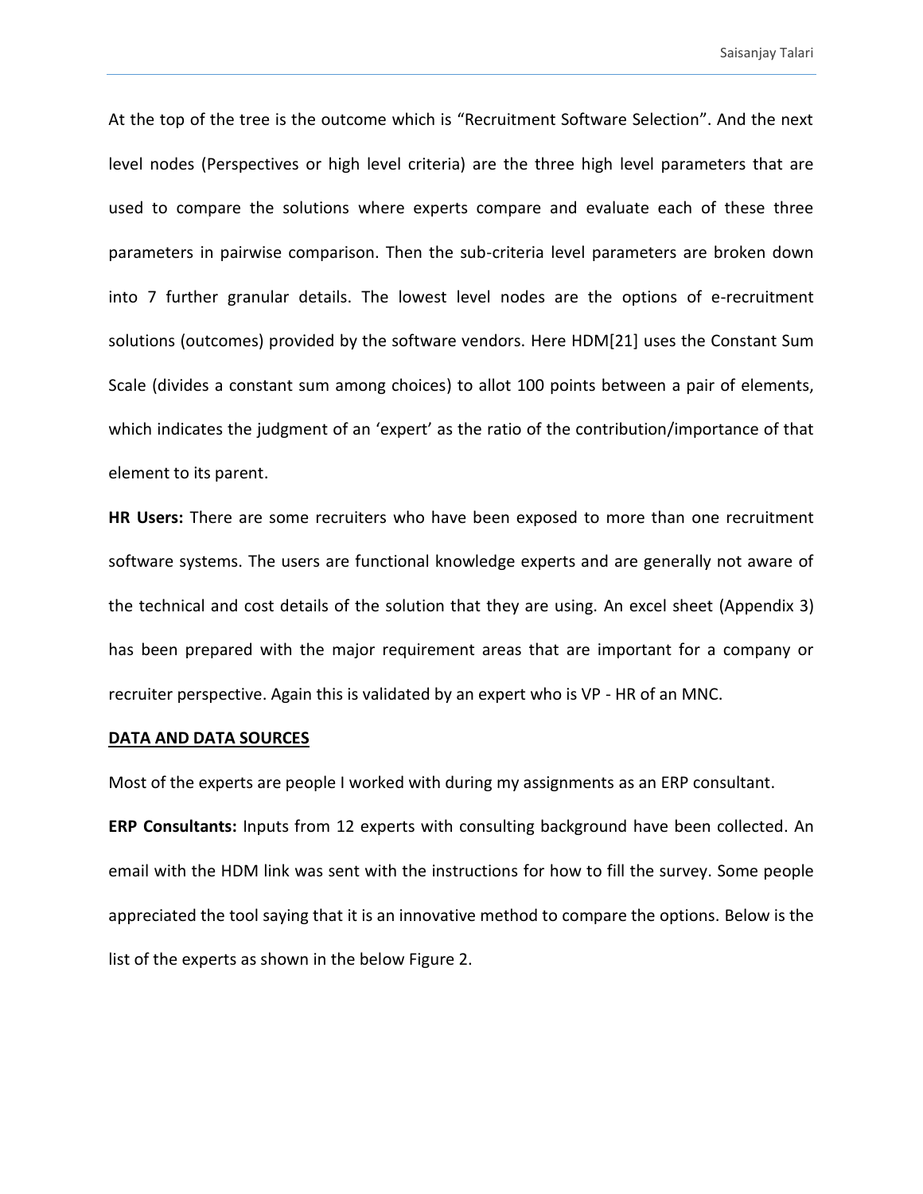At the top of the tree is the outcome which is "Recruitment Software Selection". And the next level nodes (Perspectives or high level criteria) are the three high level parameters that are used to compare the solutions where experts compare and evaluate each of these three parameters in pairwise comparison. Then the sub-criteria level parameters are broken down into 7 further granular details. The lowest level nodes are the options of e-recruitment solutions (outcomes) provided by the software vendors. Here HDM[21] uses the Constant Sum Scale (divides a constant sum among choices) to allot 100 points between a pair of elements, which indicates the judgment of an 'expert' as the ratio of the contribution/importance of that element to its parent.

**HR Users:** There are some recruiters who have been exposed to more than one recruitment software systems. The users are functional knowledge experts and are generally not aware of the technical and cost details of the solution that they are using. An excel sheet (Appendix 3) has been prepared with the major requirement areas that are important for a company or recruiter perspective. Again this is validated by an expert who is VP - HR of an MNC.

**DATA AND DATA SOURCES**

Most of the experts are people I worked with during my assignments as an ERP consultant.

**ERP Consultants:** Inputs from 12 experts with consulting background have been collected. An email with the HDM link was sent with the instructions for how to fill the survey. Some people appreciated the tool saying that it is an innovative method to compare the options. Below is the list of the experts as shown in the below Figure 2.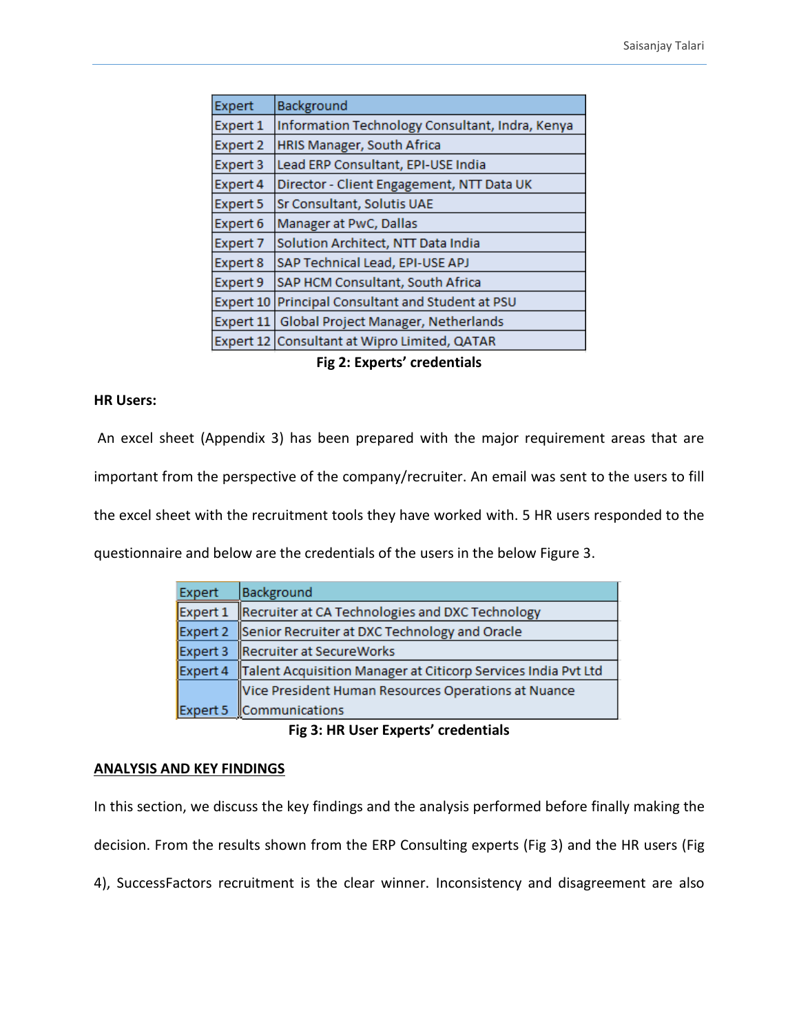| Expert | Background |
| --- | --- |
| Expert 1 | Information Technology Consultant, Indra, Kenya |
| Expert 2 | HRIS Manager, South Africa |
| Expert 3 | Lead ERP Consultant, EPI-USE India |
| Expert 4 | Director - Client Engagement, NTT Data UK |
| Expert 5 | Sr Consultant, Solutis UAE |
| Expert 6 | Manager at PwC, Dallas |
| Expert 7 | Solution Architect, NTT Data India |
| Expert 8 | SAP Technical Lead, EPI-USE APJ |
| Expert 9 | SAP HCM Consultant, South Africa |
| Expert 10 | Principal Consultant and Student at PSU |
| Expert 11 | Global Project Manager, Netherlands |
| Expert 12 | Consultant at Wipro Limited, QATAR |

**Fig 2: Experts' credentials**

**HR Users:**

An excel sheet (Appendix 3) has been prepared with the major requirement areas that are important from the perspective of the company/recruiter. An email was sent to the users to fill the excel sheet with the recruitment tools they have worked with. 5 HR users responded to the questionnaire and below are the credentials of the users in the below Figure 3.

| Expert | Background |
| --- | --- |
| Expert 1 | Recruiter at CA Technologies and DXC Technology |
| Expert 2 | Senior Recruiter at DXC Technology and Oracle |
| Expert 3 | Recruiter at SecureWorks |
| Expert 4 | Talent Acquisition Manager at Citicorp Services India Pvt Ltd |
| Expert 5 | Vice President Human Resources Operations at Nuance Communications |

**Fig 3: HR User Experts' credentials**

**<u>ANALYSIS AND KEY FINDINGS</u>**

In this section, we discuss the key findings and the analysis performed before finally making the decision. From the results shown from the ERP Consulting experts (Fig 3) and the HR users (Fig 4), SuccessFactors recruitment is the clear winner. Inconsistency and disagreement are also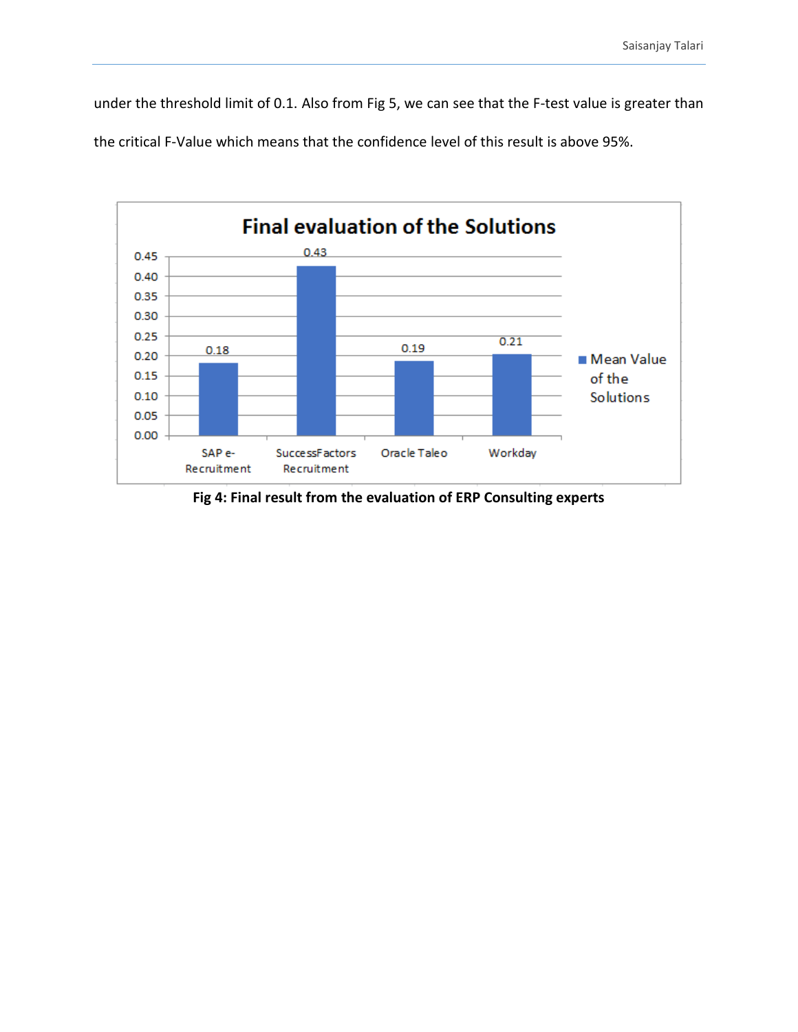under the threshold limit of 0.1. Also from Fig 5, we can see that the F-test value is greater than the critical F-Value which means that the confidence level of this result is above 95%.

**Fig 4: Final result from the evaluation of ERP Consulting experts**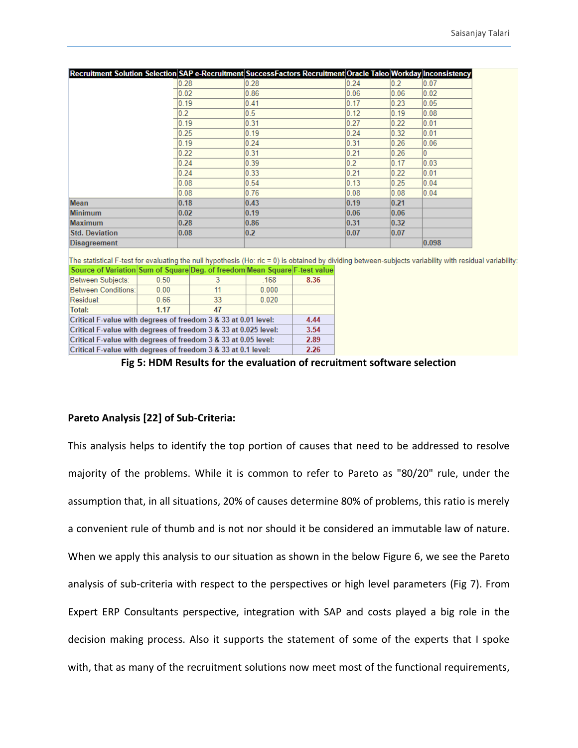| Recruitment Solution Selection | SAP e-Recruitment | SuccessFactors Recruitment | Oracle Taleo | Workday | Inconsistency |
| --- | --- | --- | --- | --- | --- |
| | 0.28 | 0.28 | 0.24 | 0.2 | 0.07 |
| | 0.02 | 0.86 | 0.06 | 0.06 | 0.02 |
| | 0.19 | 0.41 | 0.17 | 0.23 | 0.05 |
| | 0.2 | 0.5 | 0.12 | 0.19 | 0.08 |
| | 0.19 | 0.31 | 0.27 | 0.22 | 0.01 |
| | 0.25 | 0.19 | 0.24 | 0.32 | 0.01 |
| | 0.19 | 0.24 | 0.31 | 0.26 | 0.06 |
| | 0.22 | 0.31 | 0.21 | 0.26 | 0 |
| | 0.24 | 0.39 | 0.2 | 0.17 | 0.03 |
| | 0.24 | 0.33 | 0.21 | 0.22 | 0.01 |
| | 0.08 | 0.54 | 0.13 | 0.25 | 0.04 |
| | 0.08 | 0.76 | 0.08 | 0.08 | 0.04 |
| **Mean** | **0.18** | **0.43** | **0.19** | **0.21** | |
| **Minimum** | **0.02** | **0.19** | **0.06** | **0.06** | |
| **Maximum** | **0.28** | **0.86** | **0.31** | **0.32** | |
| **Std. Deviation** | **0.08** | **0.2** | **0.07** | **0.07** | |
| **Disagreement** | | | | | **0.098** |

The statistical F-test for evaluating the null hypothesis (Ho: ric = 0) is obtained by dividing between-subjects variability with residual variability:

| Source of Variation | Sum of Square | Deg. of freedom | Mean Square | F-test value |
| --- | --- | --- | --- | --- |
| Between Subjects: | 0.50 | 3 | .168 | 8.36 |
| Between Conditions: | 0.00 | 11 | 0.000 | |
| Residual: | 0.66 | 33 | 0.020 | |
| **Total:** | **1.17** | **47** | | |
| **Critical F-value with degrees of freedom 3 & 33 at 0.01 level:** | | | | **4.44** |
| **Critical F-value with degrees of freedom 3 & 33 at 0.025 level:** | | | | **3.54** |
| **Critical F-value with degrees of freedom 3 & 33 at 0.05 level:** | | | | **2.89** |
| **Critical F-value with degrees of freedom 3 & 33 at 0.1 level:** | | | | **2.26** |

**Fig 5: HDM Results for the evaluation of recruitment software selection**

**Pareto Analysis [22] of Sub-Criteria:**

This analysis helps to identify the top portion of causes that need to be addressed to resolve majority of the problems. While it is common to refer to Pareto as "80/20" rule, under the assumption that, in all situations, 20% of causes determine 80% of problems, this ratio is merely a convenient rule of thumb and is not nor should it be considered an immutable law of nature. When we apply this analysis to our situation as shown in the below Figure 6, we see the Pareto analysis of sub-criteria with respect to the perspectives or high level parameters (Fig 7). From Expert ERP Consultants perspective, integration with SAP and costs played a big role in the decision making process. Also it supports the statement of some of the experts that I spoke with, that as many of the recruitment solutions now meet most of the functional requirements,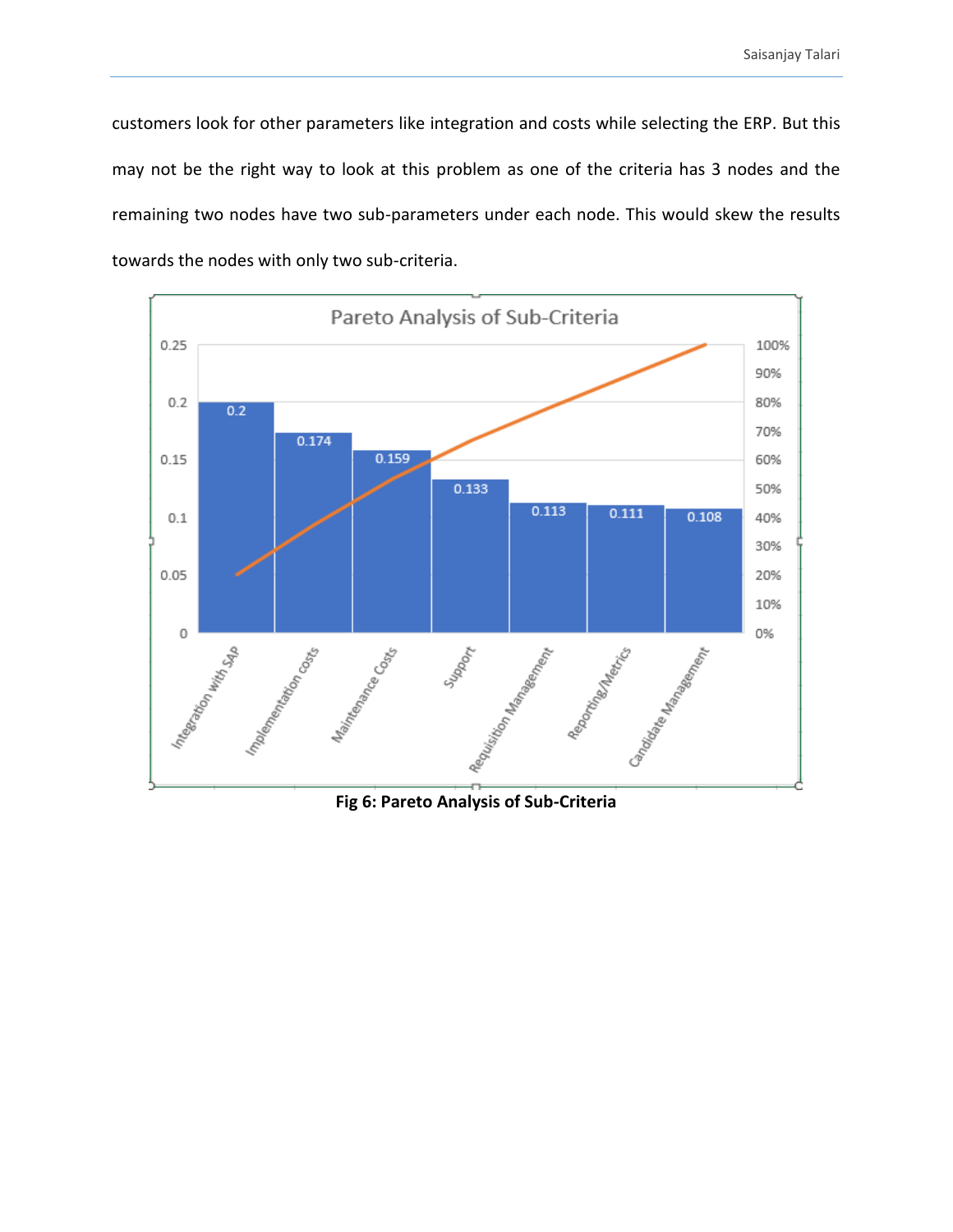customers look for other parameters like integration and costs while selecting the ERP. But this may not be the right way to look at this problem as one of the criteria has 3 nodes and the remaining two nodes have two sub-parameters under each node. This would skew the results towards the nodes with only two sub-criteria.

**Fig 6: Pareto Analysis of Sub-Criteria**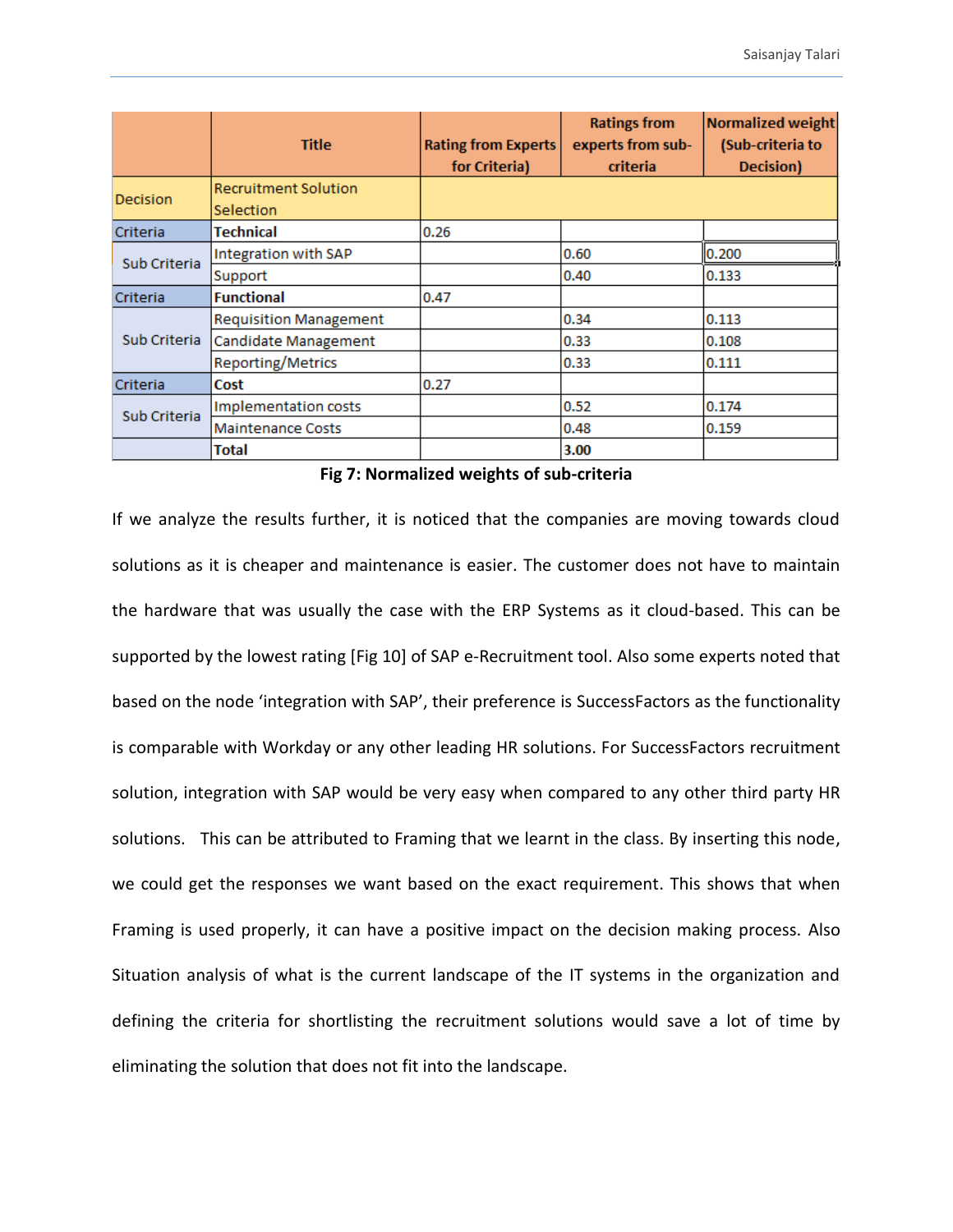|  | Title | Rating from Experts for Criteria) | Ratings from experts from sub-criteria | Normalized weight (Sub-criteria to Decision) |
|---|---|---|---|---|
| Decision | Recruitment Solution Selection |  |  |  |
| Criteria | **Technical** | 0.26 |  |  |
| Sub Criteria | Integration with SAP |  | 0.60 | 0.200 |
|  | Support |  | 0.40 | 0.133 |
| Criteria | **Functional** | 0.47 |  |  |
| Sub Criteria | Requisition Management |  | 0.34 | 0.113 |
|  | Candidate Management |  | 0.33 | 0.108 |
|  | Reporting/Metrics |  | 0.33 | 0.111 |
| Criteria | **Cost** | 0.27 |  |  |
| Sub Criteria | Implementation costs |  | 0.52 | 0.174 |
|  | Maintenance Costs |  | 0.48 | 0.159 |
|  | **Total** |  | **3.00** |  |

**Fig 7: Normalized weights of sub-criteria**

If we analyze the results further, it is noticed that the companies are moving towards cloud solutions as it is cheaper and maintenance is easier. The customer does not have to maintain the hardware that was usually the case with the ERP Systems as it cloud-based. This can be supported by the lowest rating [Fig 10] of SAP e-Recruitment tool. Also some experts noted that based on the node 'integration with SAP', their preference is SuccessFactors as the functionality is comparable with Workday or any other leading HR solutions. For SuccessFactors recruitment solution, integration with SAP would be very easy when compared to any other third party HR solutions. This can be attributed to Framing that we learnt in the class. By inserting this node, we could get the responses we want based on the exact requirement. This shows that when Framing is used properly, it can have a positive impact on the decision making process. Also Situation analysis of what is the current landscape of the IT systems in the organization and defining the criteria for shortlisting the recruitment solutions would save a lot of time by eliminating the solution that does not fit into the landscape.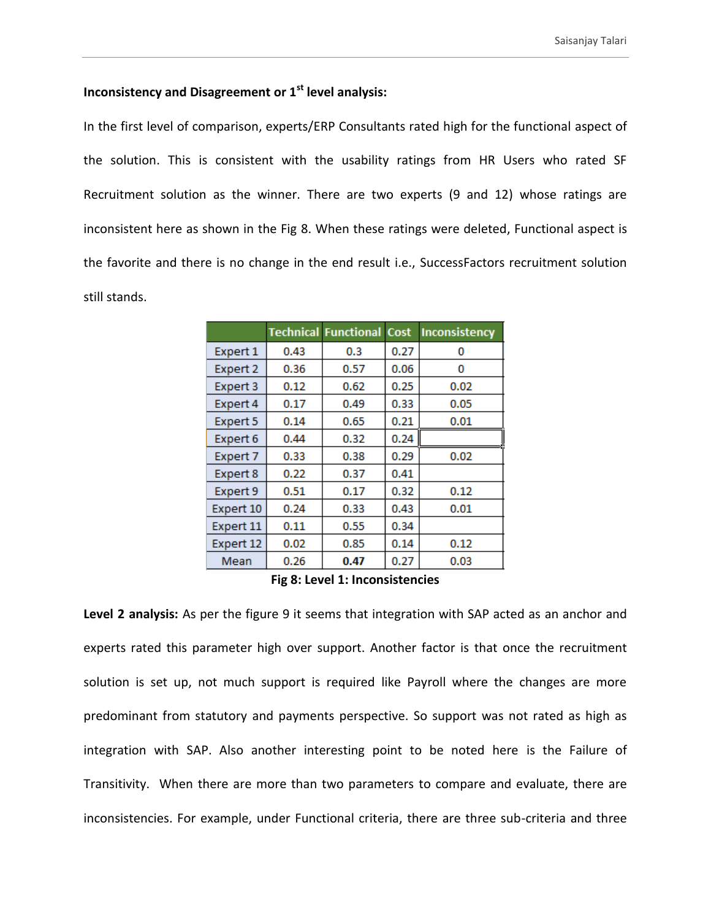**Inconsistency and Disagreement or 1st level analysis:**

In the first level of comparison, experts/ERP Consultants rated high for the functional aspect of the solution. This is consistent with the usability ratings from HR Users who rated SF Recruitment solution as the winner. There are two experts (9 and 12) whose ratings are inconsistent here as shown in the Fig 8. When these ratings were deleted, Functional aspect is the favorite and there is no change in the end result i.e., SuccessFactors recruitment solution still stands.

| | Technical | Functional | Cost | Inconsistency |
|---|---|---|---|---|
| Expert 1 | 0.43 | 0.3 | 0.27 | 0 |
| Expert 2 | 0.36 | 0.57 | 0.06 | 0 |
| Expert 3 | 0.12 | 0.62 | 0.25 | 0.02 |
| Expert 4 | 0.17 | 0.49 | 0.33 | 0.05 |
| Expert 5 | 0.14 | 0.65 | 0.21 | 0.01 |
| Expert 6 | 0.44 | 0.32 | 0.24 | |
| Expert 7 | 0.33 | 0.38 | 0.29 | 0.02 |
| Expert 8 | 0.22 | 0.37 | 0.41 | |
| Expert 9 | 0.51 | 0.17 | 0.32 | 0.12 |
| Expert 10 | 0.24 | 0.33 | 0.43 | 0.01 |
| Expert 11 | 0.11 | 0.55 | 0.34 | |
| Expert 12 | 0.02 | 0.85 | 0.14 | 0.12 |
| Mean | 0.26 | **0.47** | 0.27 | 0.03 |

**Fig 8: Level 1: Inconsistencies**

**Level 2 analysis:** As per the figure 9 it seems that integration with SAP acted as an anchor and experts rated this parameter high over support. Another factor is that once the recruitment solution is set up, not much support is required like Payroll where the changes are more predominant from statutory and payments perspective. So support was not rated as high as integration with SAP. Also another interesting point to be noted here is the Failure of Transitivity. When there are more than two parameters to compare and evaluate, there are inconsistencies. For example, under Functional criteria, there are three sub-criteria and three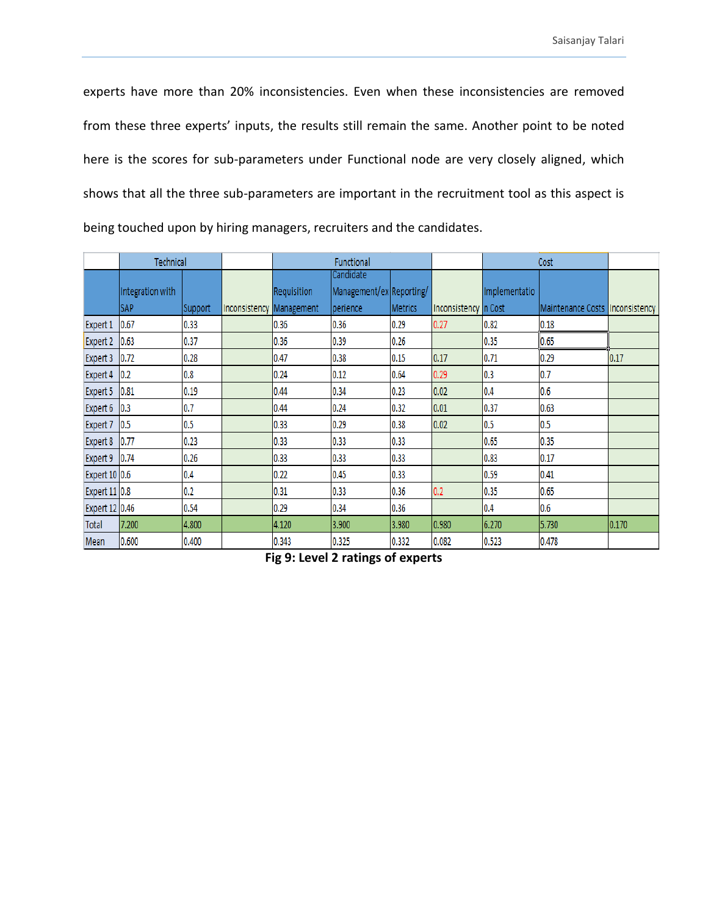experts have more than 20% inconsistencies. Even when these inconsistencies are removed from these three experts' inputs, the results still remain the same. Another point to be noted here is the scores for sub-parameters under Functional node are very closely aligned, which shows that all the three sub-parameters are important in the recruitment tool as this aspect is being touched upon by hiring managers, recruiters and the candidates.

| | Technical | | | Functional | | | | Cost | | |
|---|---|---|---|---|---|---|---|---|---|---|
| | Integration with SAP | Support | Inconsistency | Requisition Management | Candidate Management/experience | Reporting/Metrics | Inconsistency | Implementation Cost | Maintenance Costs | Inconsistency |
| Expert 1 | 0.67 | 0.33 | | 0.36 | 0.36 | 0.29 | 0.27 | 0.82 | 0.18 | |
| Expert 2 | 0.63 | 0.37 | | 0.35 | 0.39 | 0.26 | | 0.35 | 0.65 | |
| Expert 3 | 0.72 | 0.28 | | 0.47 | 0.38 | 0.15 | 0.17 | 0.71 | 0.29 | 0.17 |
| Expert 4 | 0.2 | 0.8 | | 0.24 | 0.12 | 0.64 | 0.29 | 0.3 | 0.7 | |
| Expert 5 | 0.81 | 0.19 | | 0.44 | 0.34 | 0.23 | 0.02 | 0.4 | 0.6 | |
| Expert 6 | 0.3 | 0.7 | | 0.44 | 0.24 | 0.32 | 0.01 | 0.37 | 0.63 | |
| Expert 7 | 0.5 | 0.5 | | 0.33 | 0.29 | 0.38 | 0.02 | 0.5 | 0.5 | |
| Expert 8 | 0.77 | 0.23 | | 0.33 | 0.33 | 0.33 | | 0.65 | 0.35 | |
| Expert 9 | 0.74 | 0.26 | | 0.33 | 0.33 | 0.33 | | 0.83 | 0.17 | |
| Expert 10 | 0.6 | 0.4 | | 0.22 | 0.45 | 0.33 | | 0.59 | 0.41 | |
| Expert 11 | 0.8 | 0.2 | | 0.31 | 0.33 | 0.36 | 0.2 | 0.35 | 0.65 | |
| Expert 12 | 0.46 | 0.54 | | 0.29 | 0.34 | 0.36 | | 0.4 | 0.6 | |
| Total | 7.200 | 4.800 | | 4.120 | 3.900 | 3.980 | 0.980 | 6.270 | 5.730 | 0.170 |
| Mean | 0.600 | 0.400 | | 0.343 | 0.325 | 0.332 | 0.082 | 0.523 | 0.478 | |

**Fig 9: Level 2 ratings of experts**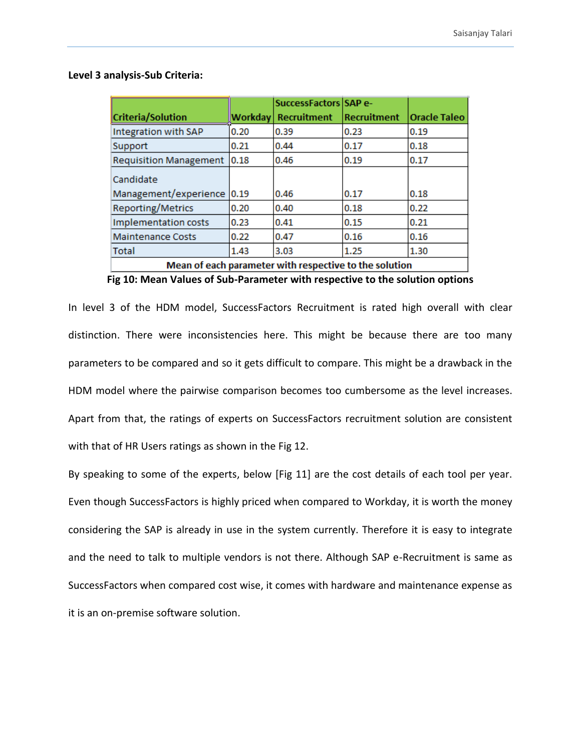**Level 3 analysis-Sub Criteria:**

| Criteria/Solution | Workday | SuccessFactors Recruitment | SAP e-Recruitment | Oracle Taleo |
|---|---|---|---|---|
| Integration with SAP | 0.20 | 0.39 | 0.23 | 0.19 |
| Support | 0.21 | 0.44 | 0.17 | 0.18 |
| Requisition Management | 0.18 | 0.46 | 0.19 | 0.17 |
| Candidate Management/experience | 0.19 | 0.46 | 0.17 | 0.18 |
| Reporting/Metrics | 0.20 | 0.40 | 0.18 | 0.22 |
| Implementation costs | 0.23 | 0.41 | 0.15 | 0.21 |
| Maintenance Costs | 0.22 | 0.47 | 0.16 | 0.16 |
| Total | 1.43 | 3.03 | 1.25 | 1.30 |
| **Mean of each parameter with respective to the solution** | | | | |

**Fig 10: Mean Values of Sub-Parameter with respective to the solution options**

In level 3 of the HDM model, SuccessFactors Recruitment is rated high overall with clear distinction. There were inconsistencies here. This might be because there are too many parameters to be compared and so it gets difficult to compare. This might be a drawback in the HDM model where the pairwise comparison becomes too cumbersome as the level increases. Apart from that, the ratings of experts on SuccessFactors recruitment solution are consistent with that of HR Users ratings as shown in the Fig 12.

By speaking to some of the experts, below [Fig 11] are the cost details of each tool per year. Even though SuccessFactors is highly priced when compared to Workday, it is worth the money considering the SAP is already in use in the system currently. Therefore it is easy to integrate and the need to talk to multiple vendors is not there. Although SAP e-Recruitment is same as SuccessFactors when compared cost wise, it comes with hardware and maintenance expense as it is an on-premise software solution.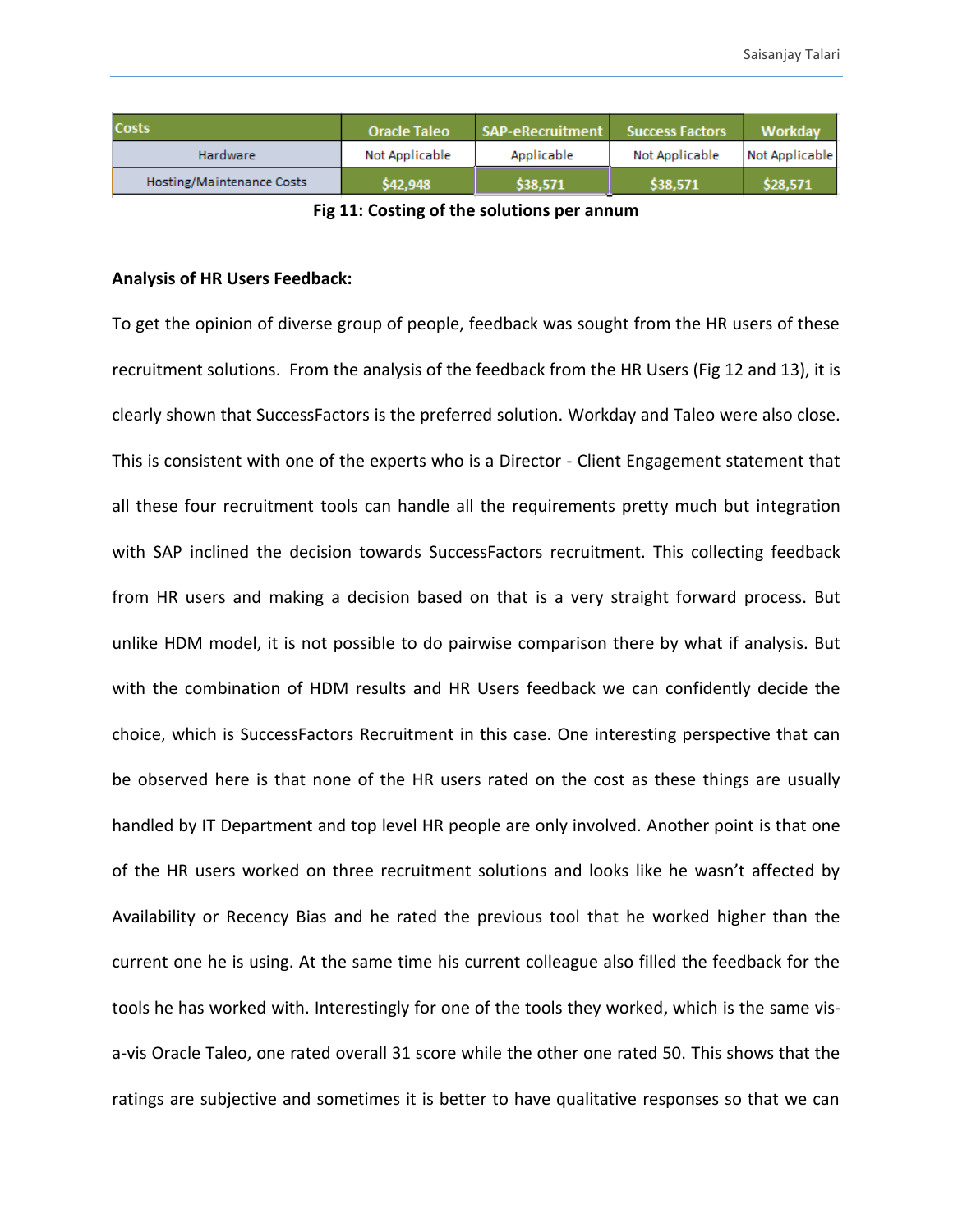| Costs | Oracle Taleo | SAP-eRecruitment | Success Factors | Workday |
|---|---|---|---|---|
| Hardware | Not Applicable | Applicable | Not Applicable | Not Applicable |
| Hosting/Maintenance Costs | $42,948 | $38,571 | $38,571 | $28,571 |

**Fig 11: Costing of the solutions per annum**

**Analysis of HR Users Feedback:**

To get the opinion of diverse group of people, feedback was sought from the HR users of these recruitment solutions. From the analysis of the feedback from the HR Users (Fig 12 and 13), it is clearly shown that SuccessFactors is the preferred solution. Workday and Taleo were also close. This is consistent with one of the experts who is a Director - Client Engagement statement that all these four recruitment tools can handle all the requirements pretty much but integration with SAP inclined the decision towards SuccessFactors recruitment. This collecting feedback from HR users and making a decision based on that is a very straight forward process. But unlike HDM model, it is not possible to do pairwise comparison there by what if analysis. But with the combination of HDM results and HR Users feedback we can confidently decide the choice, which is SuccessFactors Recruitment in this case. One interesting perspective that can be observed here is that none of the HR users rated on the cost as these things are usually handled by IT Department and top level HR people are only involved. Another point is that one of the HR users worked on three recruitment solutions and looks like he wasn't affected by Availability or Recency Bias and he rated the previous tool that he worked higher than the current one he is using. At the same time his current colleague also filled the feedback for the tools he has worked with. Interestingly for one of the tools they worked, which is the same vis-a-vis Oracle Taleo, one rated overall 31 score while the other one rated 50. This shows that the ratings are subjective and sometimes it is better to have qualitative responses so that we can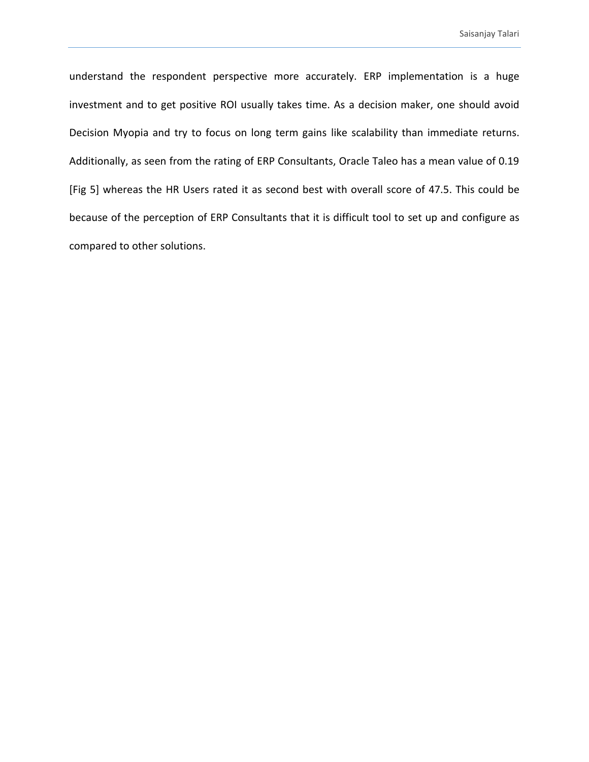understand the respondent perspective more accurately. ERP implementation is a huge investment and to get positive ROI usually takes time. As a decision maker, one should avoid Decision Myopia and try to focus on long term gains like scalability than immediate returns. Additionally, as seen from the rating of ERP Consultants, Oracle Taleo has a mean value of 0.19 [Fig 5] whereas the HR Users rated it as second best with overall score of 47.5. This could be because of the perception of ERP Consultants that it is difficult tool to set up and configure as compared to other solutions.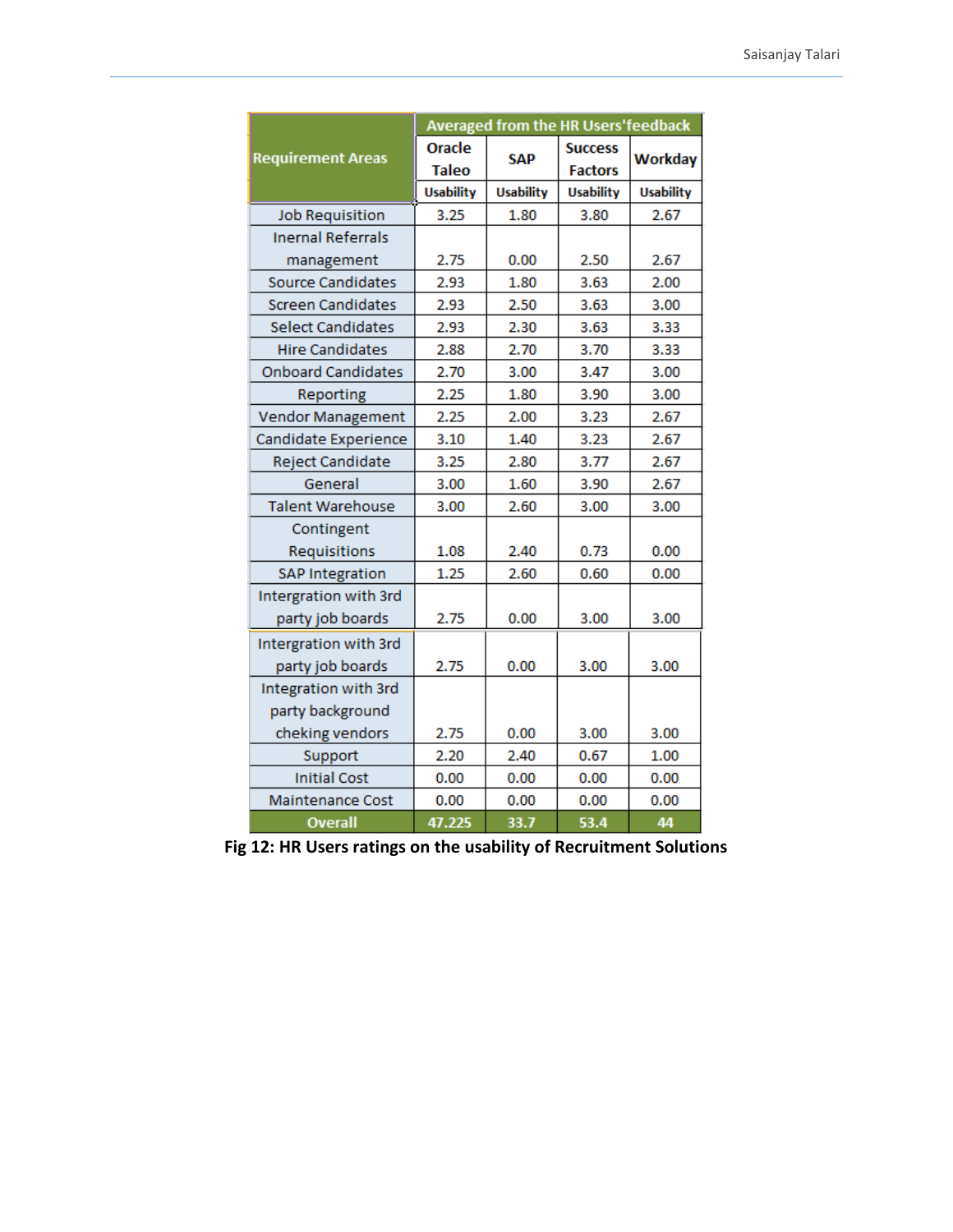| Requirement Areas | Averaged from the HR Users'feedback | | | |
|---|---|---|---|---|
| | Oracle Taleo | SAP | Success Factors | Workday |
| | Usability | Usability | Usability | Usability |
| Job Requisition | 3.25 | 1.80 | 3.80 | 2.67 |
| Inernal Referrals management | 2.75 | 0.00 | 2.50 | 2.67 |
| Source Candidates | 2.93 | 1.80 | 3.63 | 2.00 |
| Screen Candidates | 2.93 | 2.50 | 3.63 | 3.00 |
| Select Candidates | 2.93 | 2.30 | 3.63 | 3.33 |
| Hire Candidates | 2.88 | 2.70 | 3.70 | 3.33 |
| Onboard Candidates | 2.70 | 3.00 | 3.47 | 3.00 |
| Reporting | 2.25 | 1.80 | 3.90 | 3.00 |
| Vendor Management | 2.25 | 2.00 | 3.23 | 2.67 |
| Candidate Experience | 3.10 | 1.40 | 3.23 | 2.67 |
| Reject Candidate | 3.25 | 2.80 | 3.77 | 2.67 |
| General | 3.00 | 1.60 | 3.90 | 2.67 |
| Talent Warehouse | 3.00 | 2.60 | 3.00 | 3.00 |
| Contingent Requisitions | 1.08 | 2.40 | 0.73 | 0.00 |
| SAP Integration | 1.25 | 2.60 | 0.60 | 0.00 |
| Intergration with 3rd party job boards | 2.75 | 0.00 | 3.00 | 3.00 |
| Intergration with 3rd party job boards | 2.75 | 0.00 | 3.00 | 3.00 |
| Integration with 3rd party background cheking vendors | 2.75 | 0.00 | 3.00 | 3.00 |
| Support | 2.20 | 2.40 | 0.67 | 1.00 |
| Initial Cost | 0.00 | 0.00 | 0.00 | 0.00 |
| Maintenance Cost | 0.00 | 0.00 | 0.00 | 0.00 |
| Overall | 47.225 | 33.7 | 53.4 | 44 |

**Fig 12: HR Users ratings on the usability of Recruitment Solutions**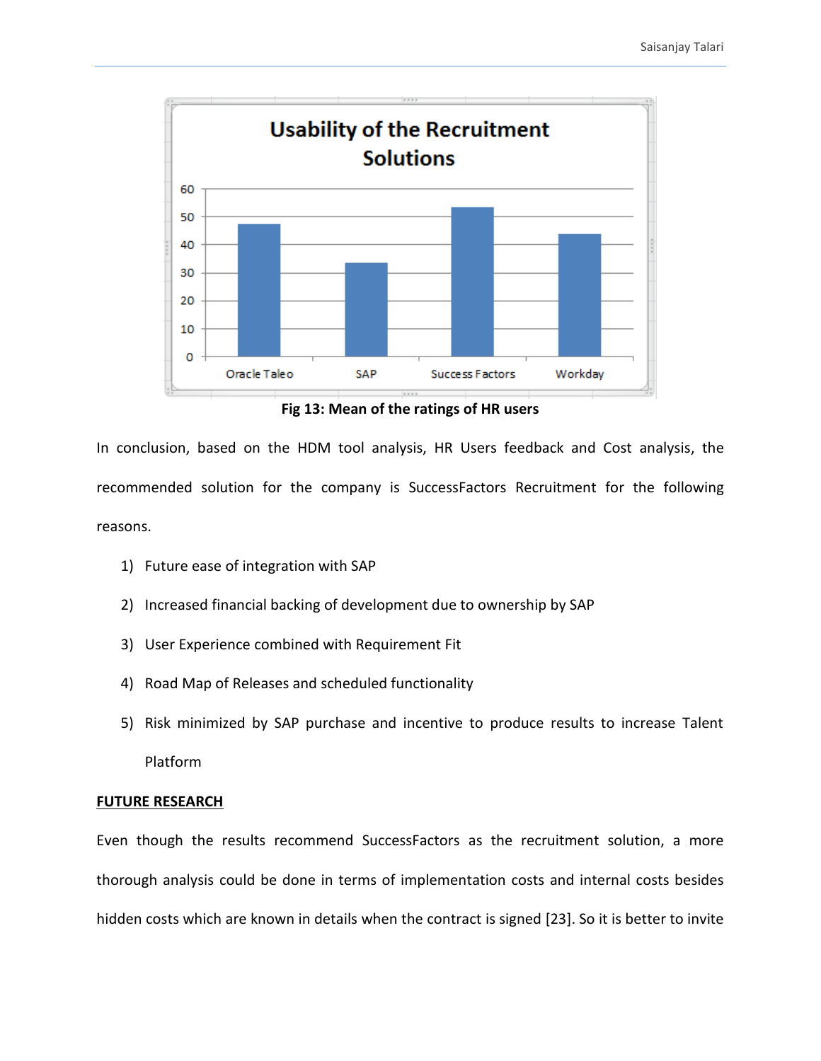Fig 13: Mean of the ratings of HR users

In conclusion, based on the HDM tool analysis, HR Users feedback and Cost analysis, the recommended solution for the company is SuccessFactors Recruitment for the following reasons.

1) Future ease of integration with SAP
2) Increased financial backing of development due to ownership by SAP
3) User Experience combined with Requirement Fit
4) Road Map of Releases and scheduled functionality
5) Risk minimized by SAP purchase and incentive to produce results to increase Talent Platform

**FUTURE RESEARCH**

Even though the results recommend SuccessFactors as the recruitment solution, a more thorough analysis could be done in terms of implementation costs and internal costs besides hidden costs which are known in details when the contract is signed [23]. So it is better to invite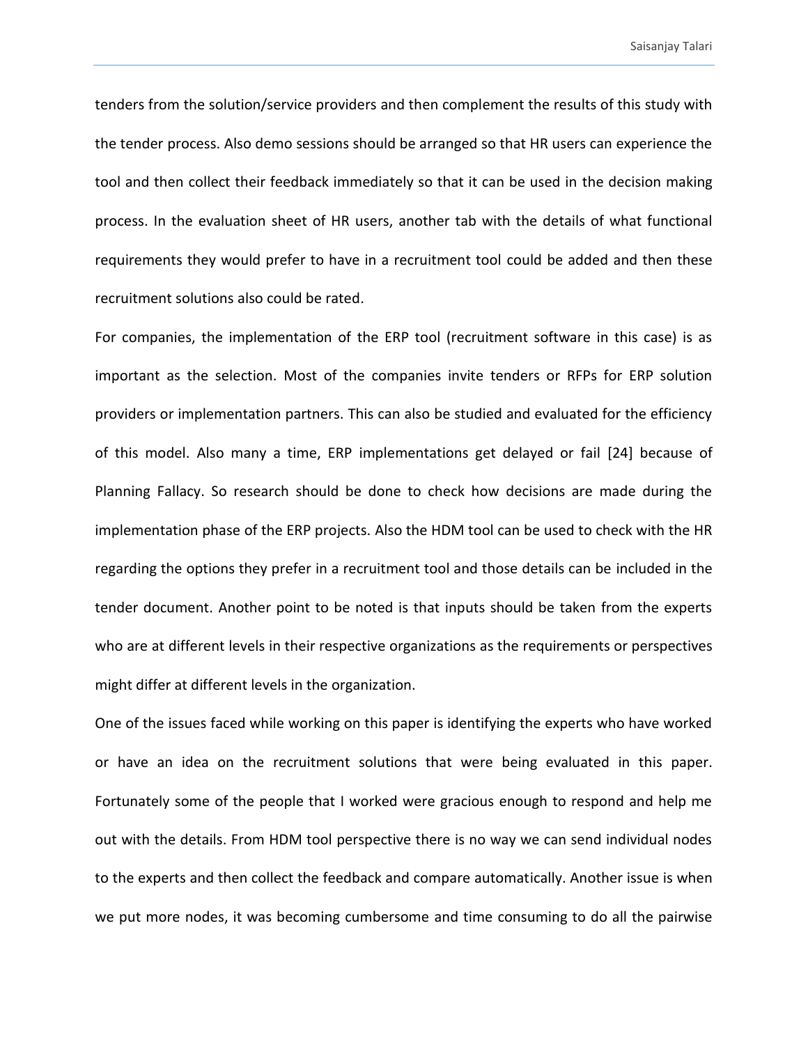tenders from the solution/service providers and then complement the results of this study with the tender process. Also demo sessions should be arranged so that HR users can experience the tool and then collect their feedback immediately so that it can be used in the decision making process. In the evaluation sheet of HR users, another tab with the details of what functional requirements they would prefer to have in a recruitment tool could be added and then these recruitment solutions also could be rated.

For companies, the implementation of the ERP tool (recruitment software in this case) is as important as the selection. Most of the companies invite tenders or RFPs for ERP solution providers or implementation partners. This can also be studied and evaluated for the efficiency of this model. Also many a time, ERP implementations get delayed or fail [24] because of Planning Fallacy. So research should be done to check how decisions are made during the implementation phase of the ERP projects. Also the HDM tool can be used to check with the HR regarding the options they prefer in a recruitment tool and those details can be included in the tender document. Another point to be noted is that inputs should be taken from the experts who are at different levels in their respective organizations as the requirements or perspectives might differ at different levels in the organization.

One of the issues faced while working on this paper is identifying the experts who have worked or have an idea on the recruitment solutions that were being evaluated in this paper. Fortunately some of the people that I worked were gracious enough to respond and help me out with the details. From HDM tool perspective there is no way we can send individual nodes to the experts and then collect the feedback and compare automatically. Another issue is when we put more nodes, it was becoming cumbersome and time consuming to do all the pairwise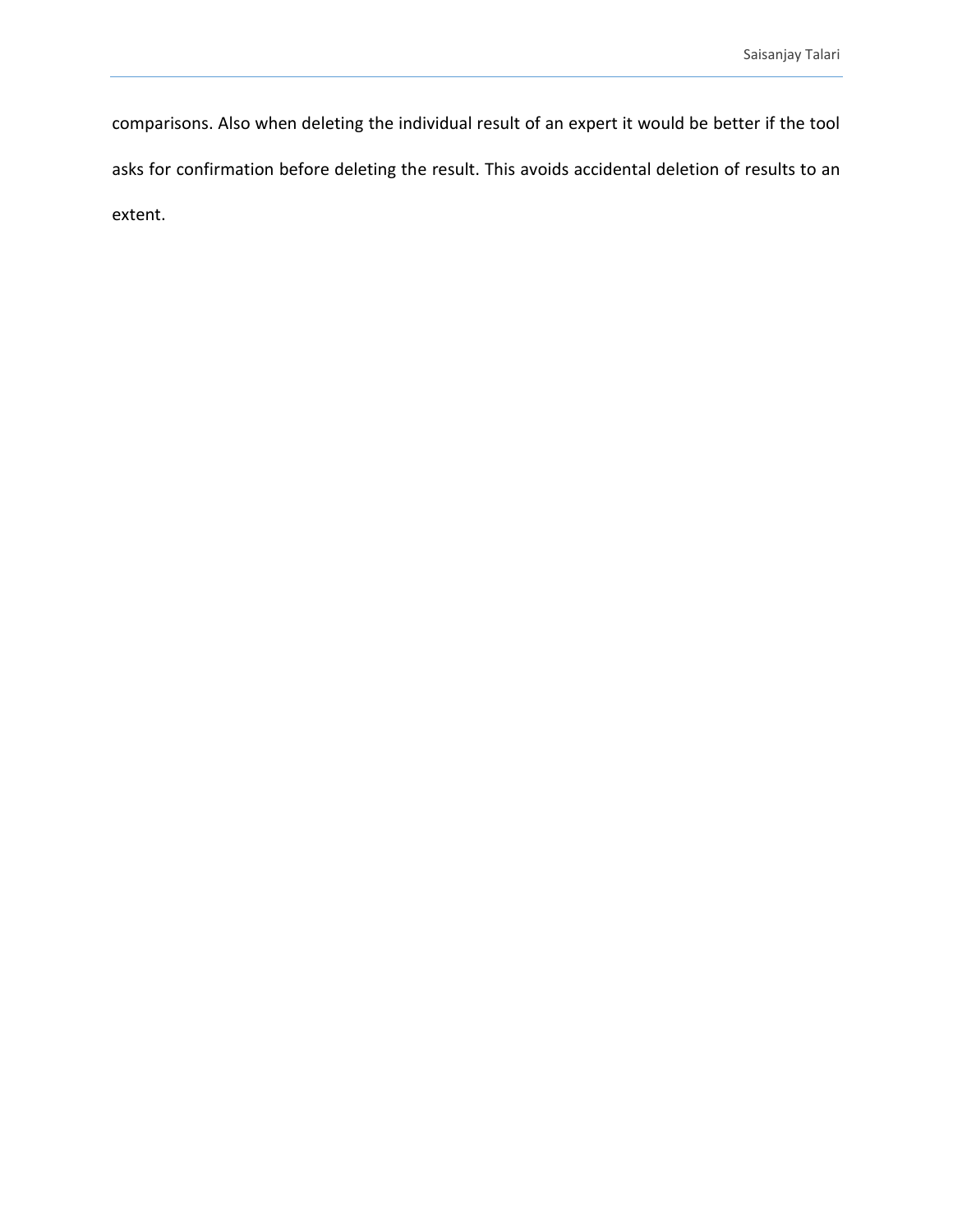comparisons. Also when deleting the individual result of an expert it would be better if the tool asks for confirmation before deleting the result. This avoids accidental deletion of results to an extent.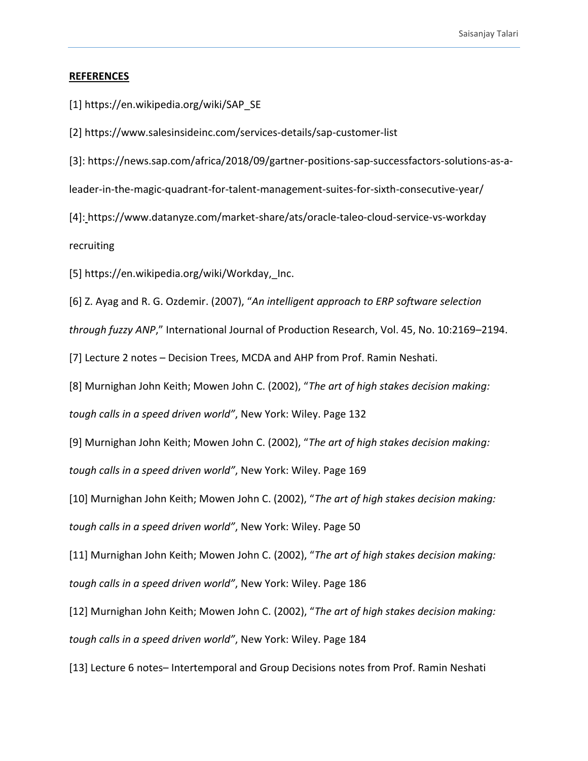## REFERENCES

[1] https://en.wikipedia.org/wiki/SAP_SE

[2] https://www.salesinsideinc.com/services-details/sap-customer-list

[3]: https://news.sap.com/africa/2018/09/gartner-positions-sap-successfactors-solutions-as-a-leader-in-the-magic-quadrant-for-talent-management-suites-for-sixth-consecutive-year/

[4]: https://www.datanyze.com/market-share/ats/oracle-taleo-cloud-service-vs-workday recruiting

[5] https://en.wikipedia.org/wiki/Workday,_Inc.

[6] Z. Ayag and R. G. Ozdemir. (2007), "*An intelligent approach to ERP software selection through fuzzy ANP*," International Journal of Production Research, Vol. 45, No. 10:2169–2194.

[7] Lecture 2 notes – Decision Trees, MCDA and AHP from Prof. Ramin Neshati.

[8] Murnighan John Keith; Mowen John C. (2002), "*The art of high stakes decision making: tough calls in a speed driven world"*, New York: Wiley. Page 132

[9] Murnighan John Keith; Mowen John C. (2002), "*The art of high stakes decision making: tough calls in a speed driven world"*, New York: Wiley. Page 169

[10] Murnighan John Keith; Mowen John C. (2002), "*The art of high stakes decision making: tough calls in a speed driven world"*, New York: Wiley. Page 50

[11] Murnighan John Keith; Mowen John C. (2002), "*The art of high stakes decision making: tough calls in a speed driven world"*, New York: Wiley. Page 186

[12] Murnighan John Keith; Mowen John C. (2002), "*The art of high stakes decision making: tough calls in a speed driven world"*, New York: Wiley. Page 184

[13] Lecture 6 notes– Intertemporal and Group Decisions notes from Prof. Ramin Neshati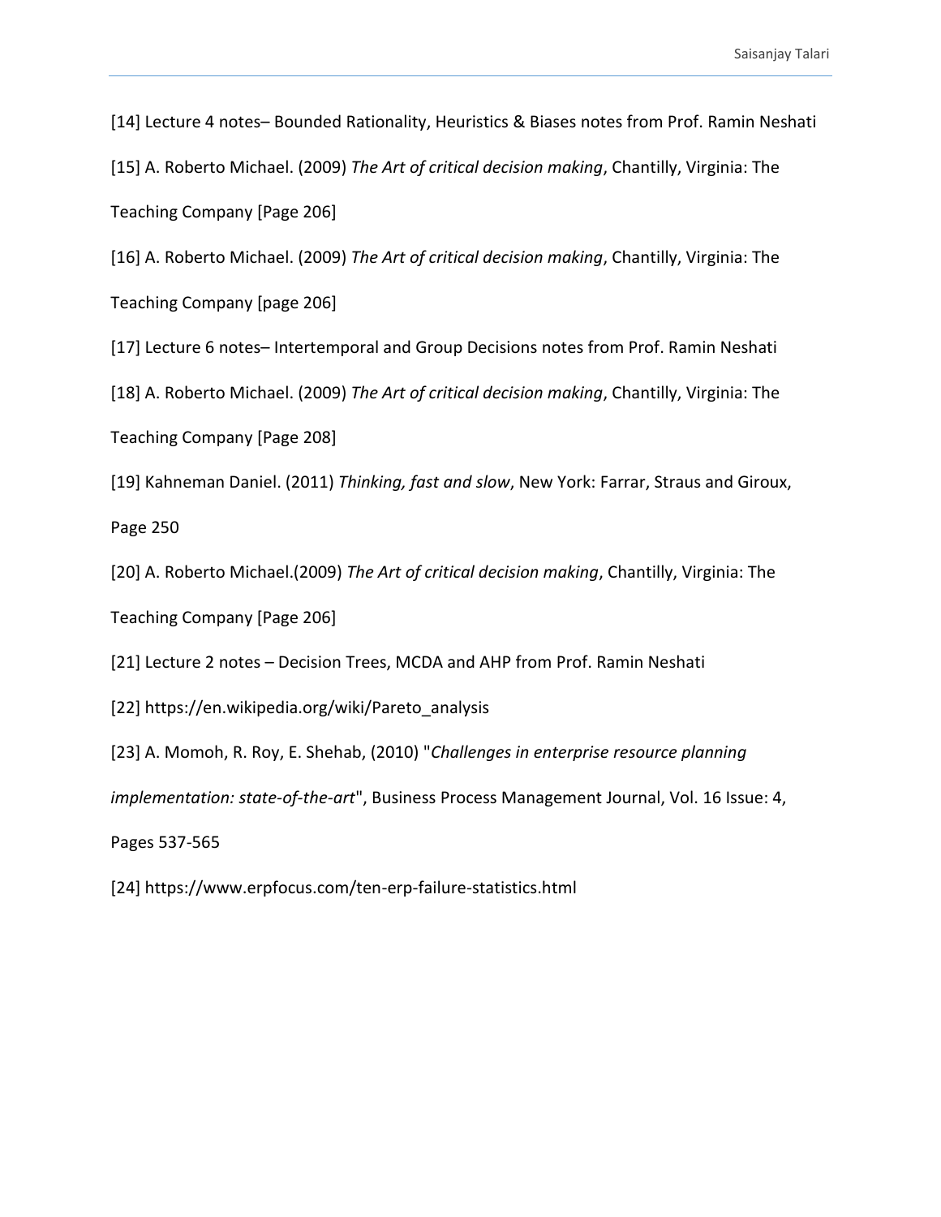[14] Lecture 4 notes– Bounded Rationality, Heuristics & Biases notes from Prof. Ramin Neshati

[15] A. Roberto Michael. (2009) *The Art of critical decision making*, Chantilly, Virginia: The Teaching Company [Page 206]

[16] A. Roberto Michael. (2009) *The Art of critical decision making*, Chantilly, Virginia: The Teaching Company [page 206]

[17] Lecture 6 notes– Intertemporal and Group Decisions notes from Prof. Ramin Neshati

[18] A. Roberto Michael. (2009) *The Art of critical decision making*, Chantilly, Virginia: The Teaching Company [Page 208]

[19] Kahneman Daniel. (2011) *Thinking, fast and slow*, New York: Farrar, Straus and Giroux, Page 250

[20] A. Roberto Michael.(2009) *The Art of critical decision making*, Chantilly, Virginia: The Teaching Company [Page 206]

[21] Lecture 2 notes – Decision Trees, MCDA and AHP from Prof. Ramin Neshati

[22] https://en.wikipedia.org/wiki/Pareto_analysis

[23] A. Momoh, R. Roy, E. Shehab, (2010) "*Challenges in enterprise resource planning implementation: state-of-the-art*", Business Process Management Journal, Vol. 16 Issue: 4, Pages 537-565

[24] https://www.erpfocus.com/ten-erp-failure-statistics.html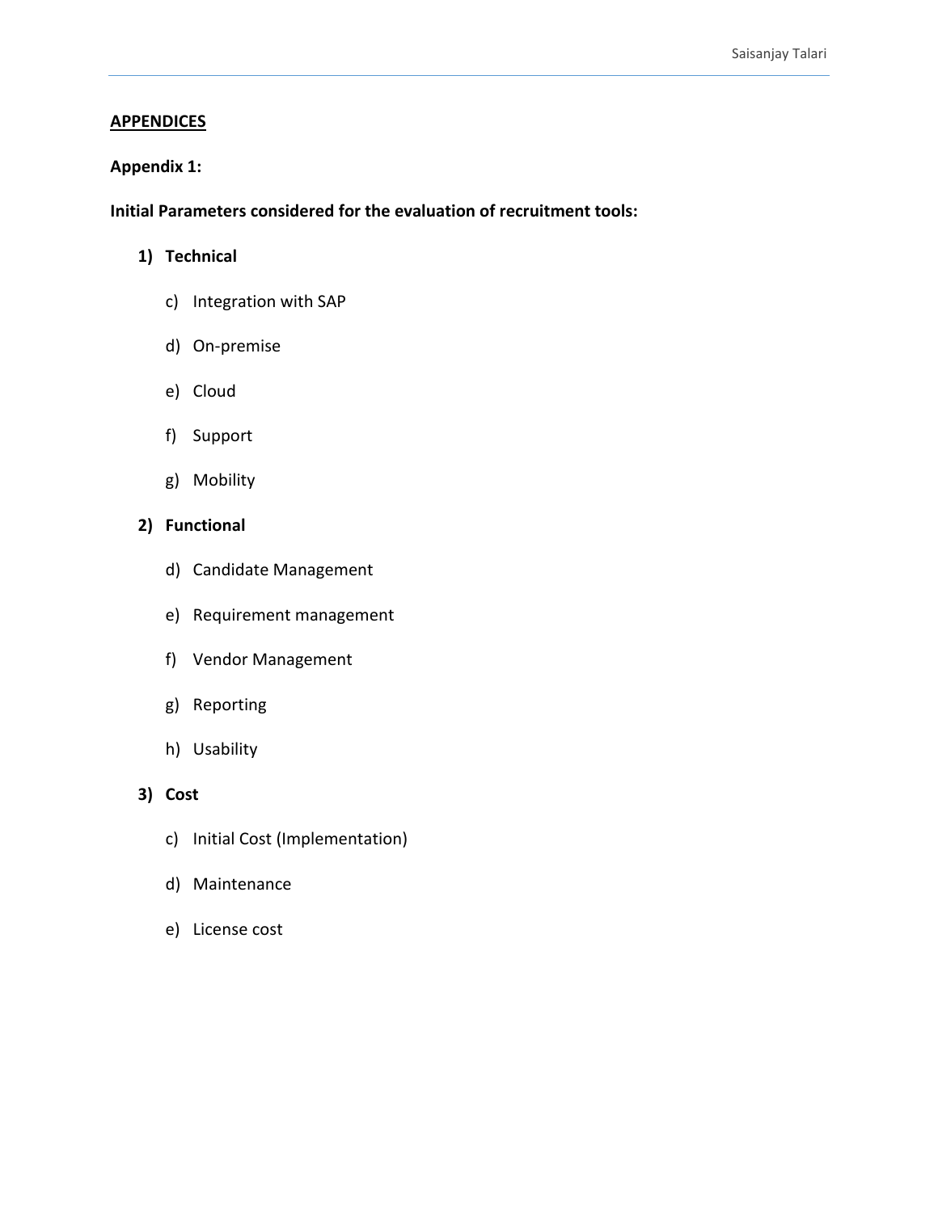## APPENDICES

### Appendix 1:

**Initial Parameters considered for the evaluation of recruitment tools:**

1) **Technical**

    c) Integration with SAP

    d) On-premise

    e) Cloud

    f) Support

    g) Mobility

2) **Functional**

    d) Candidate Management

    e) Requirement management

    f) Vendor Management

    g) Reporting

    h) Usability

3) **Cost**

    c) Initial Cost (Implementation)

    d) Maintenance

    e) License cost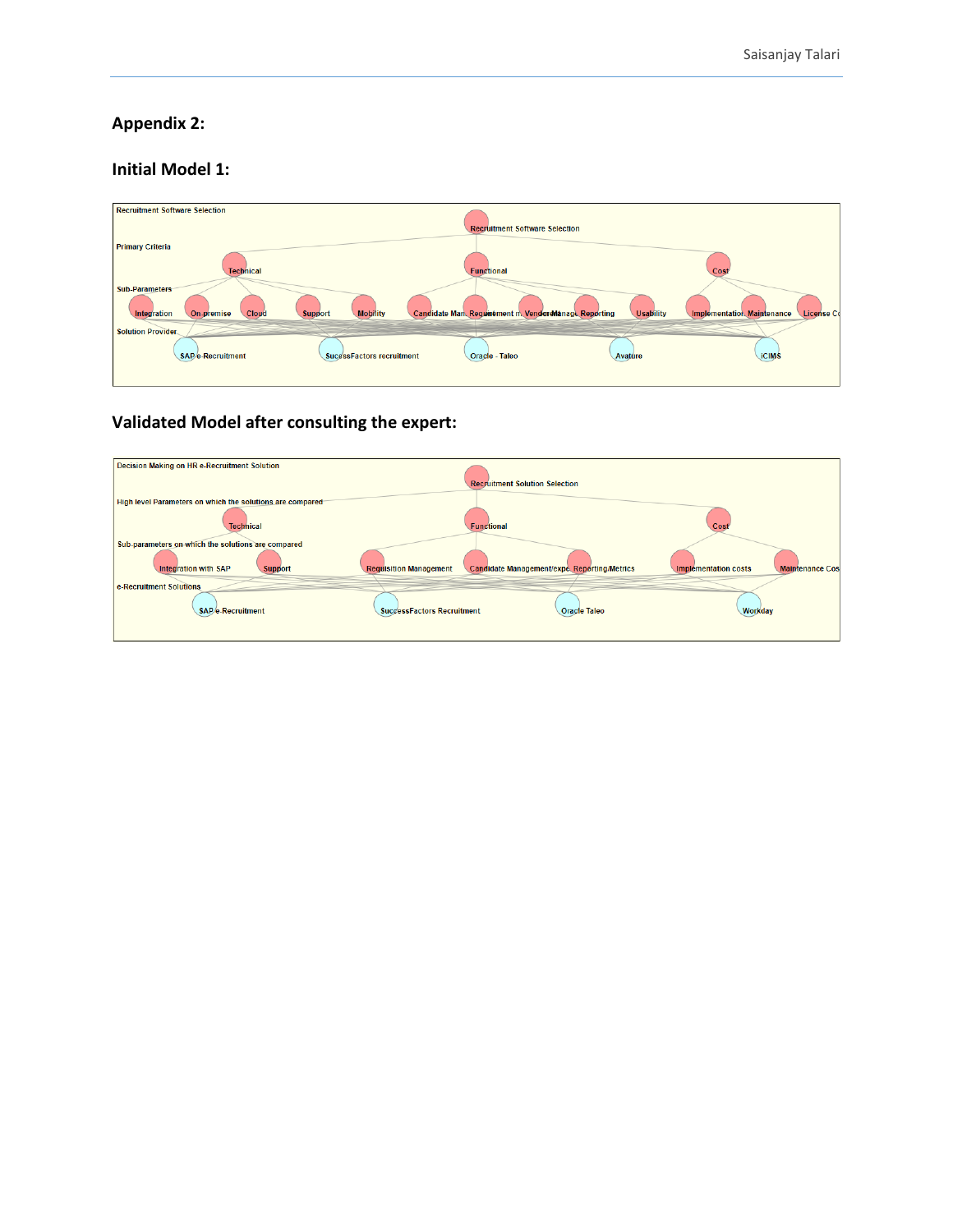## Appendix 2:

### Initial Model 1:

Recruitment Software Selection

Recruitment Software Selection

Primary Criteria

Technical — Functional — Cost

Sub-Parameters

Integration, On premise, Cloud, Support, Mobility, Candidate Man., Requirement m., Vendor Manage., Reporting, Usability, Implementation, Maintenance, License Co

Solution Provider

SAP e-Recruitment, SucessFactors recruitment, Oracle - Taleo, Avature, iCIMS

### Validated Model after consulting the expert:

Decision Making on HR e-Recruitment Solution

Recruitment Solution Selection

High level Parameters on which the solutions are compared

Technical — Functional — Cost

Sub-parameters on which the solutions are compared

Integration with SAP, Support, Requisition Management, Candidate Management/expe., Reporting/Metrics, Implementation costs, Maintenance Cos

e-Recruitment Solutions

SAP e-Recruitment, SuccessFactors Recruitment, Oracle Taleo, Workday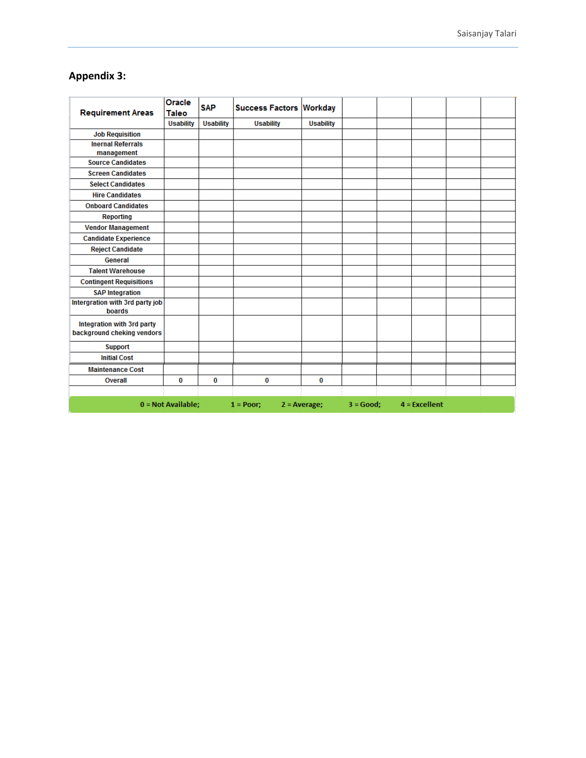## Appendix 3:

| Requirement Areas | Oracle Taleo | SAP | Success Factors | Workday | | | | | |
|---|---|---|---|---|---|---|---|---|---|
| | Usability | Usability | Usability | Usability | | | | | |
| Job Requisition | | | | | | | | | |
| Inernal Referrals management | | | | | | | | | |
| Source Candidates | | | | | | | | | |
| Screen Candidates | | | | | | | | | |
| Select Candidates | | | | | | | | | |
| Hire Candidates | | | | | | | | | |
| Onboard Candidates | | | | | | | | | |
| Reporting | | | | | | | | | |
| Vendor Management | | | | | | | | | |
| Candidate Experience | | | | | | | | | |
| Reject Candidate | | | | | | | | | |
| General | | | | | | | | | |
| Talent Warehouse | | | | | | | | | |
| Contingent Requisitions | | | | | | | | | |
| SAP Integration | | | | | | | | | |
| Intergration with 3rd party job boards | | | | | | | | | |
| Integration with 3rd party background cheking vendors | | | | | | | | | |
| Support | | | | | | | | | |
| Initial Cost | | | | | | | | | |
| Maintenance Cost | | | | | | | | | |
| Overall | 0 | 0 | 0 | 0 | | | | | |

0 = Not Available; 1 = Poor; 2 = Average; 3 = Good; 4 = Excellent